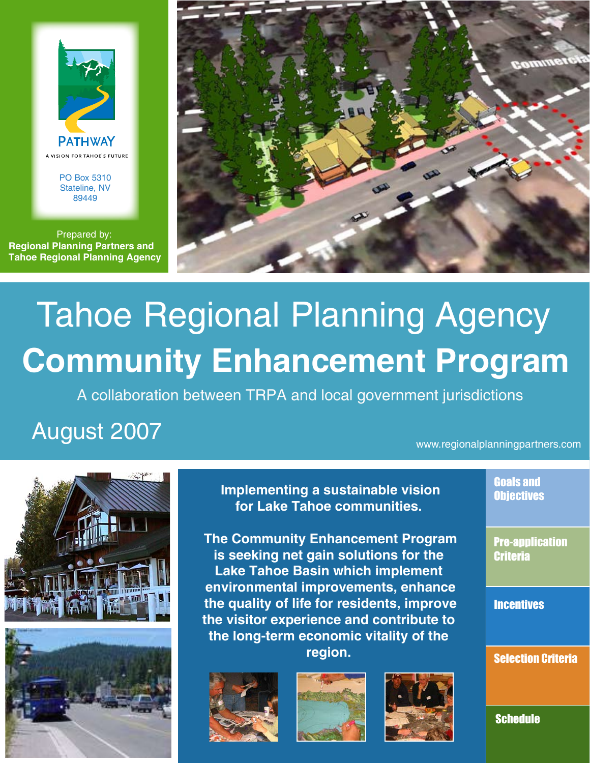PATHWAY

A VISION FOR TAHOE'S FUTURE

PO Box 5310
Stateline, NV
89449

Prepared by:
**Regional Planning Partners and Tahoe Regional Planning Agency**

# Tahoe Regional Planning Agency
# Community Enhancement Program

A collaboration between TRPA and local government jurisdictions

## August 2007

www.regionalplanningpartners.com

**Implementing a sustainable vision for Lake Tahoe communities.**

**The Community Enhancement Program is seeking net gain solutions for the Lake Tahoe Basin which implement environmental improvements, enhance the quality of life for residents, improve the visitor experience and contribute to the long-term economic vitality of the region.**

- **Goals and Objectives**
- **Pre-application Criteria**
- **Incentives**
- **Selection Criteria**
- **Schedule**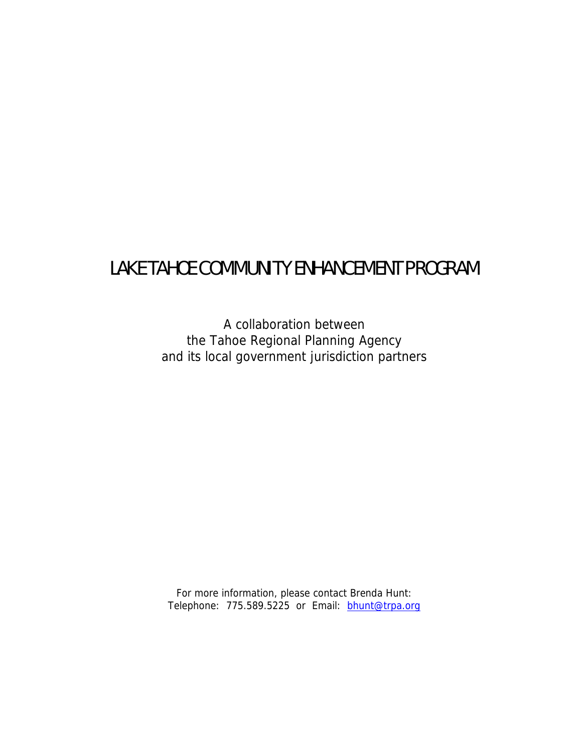# LAKE TAHOE COMMUNITY ENHANCEMENT PROGRAM

A collaboration between
the Tahoe Regional Planning Agency
and its local government jurisdiction partners

For more information, please contact Brenda Hunt:
Telephone: 775.589.5225 or Email: bhunt@trpa.org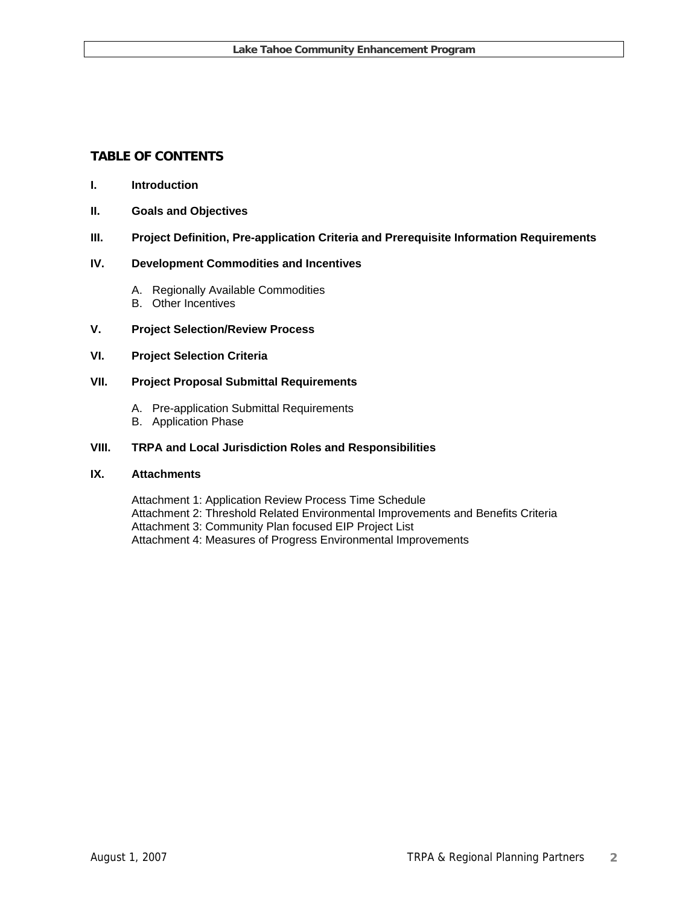## TABLE OF CONTENTS

**I. Introduction**

**II. Goals and Objectives**

**III. Project Definition, Pre-application Criteria and Prerequisite Information Requirements**

**IV. Development Commodities and Incentives**

A. Regionally Available Commodities
B. Other Incentives

**V. Project Selection/Review Process**

**VI. Project Selection Criteria**

**VII. Project Proposal Submittal Requirements**

A. Pre-application Submittal Requirements
B. Application Phase

**VIII. TRPA and Local Jurisdiction Roles and Responsibilities**

**IX. Attachments**

Attachment 1: Application Review Process Time Schedule
Attachment 2: Threshold Related Environmental Improvements and Benefits Criteria
Attachment 3: Community Plan focused EIP Project List
Attachment 4: Measures of Progress Environmental Improvements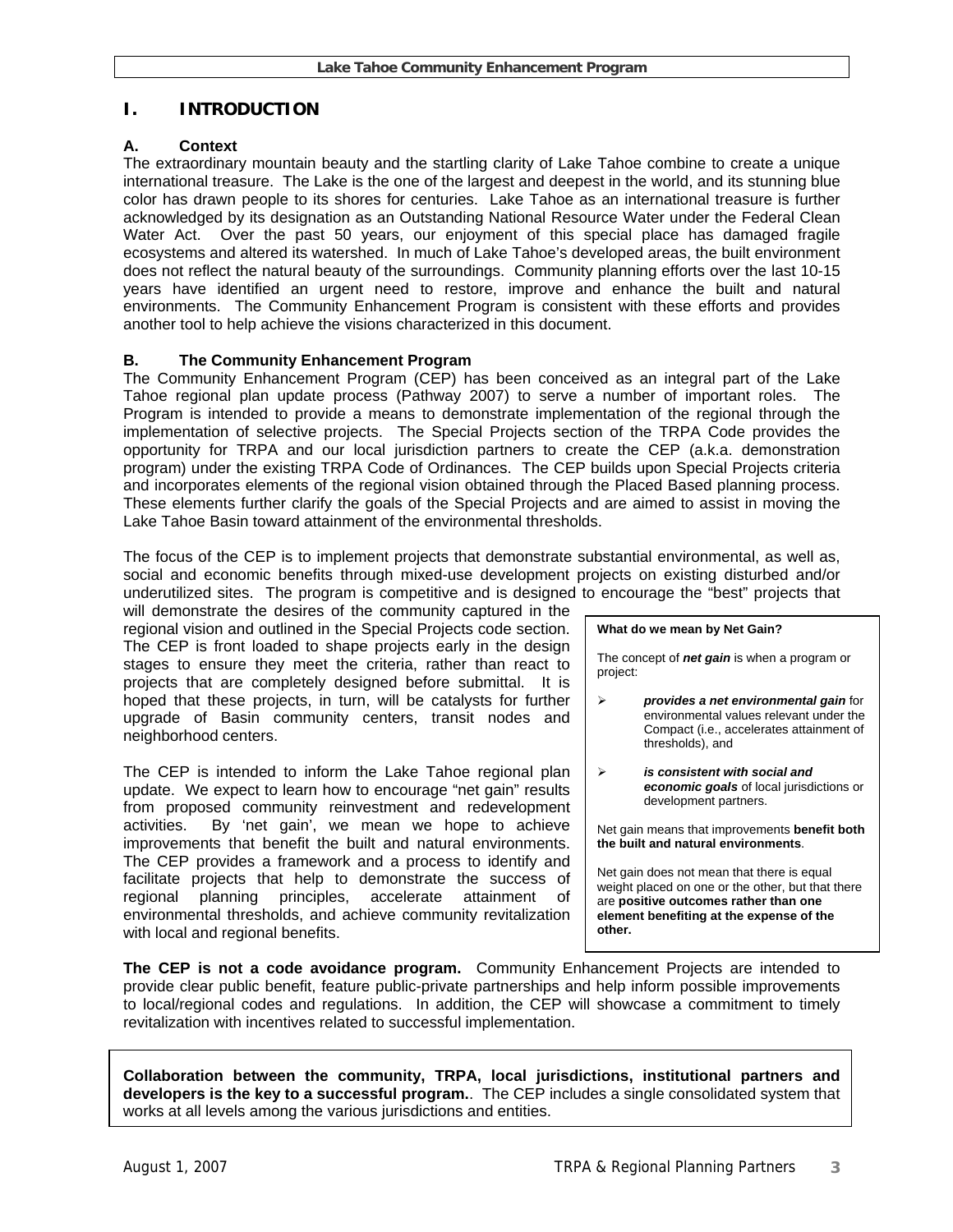# I. INTRODUCTION

## A. Context

The extraordinary mountain beauty and the startling clarity of Lake Tahoe combine to create a unique international treasure. The Lake is the one of the largest and deepest in the world, and its stunning blue color has drawn people to its shores for centuries. Lake Tahoe as an international treasure is further acknowledged by its designation as an Outstanding National Resource Water under the Federal Clean Water Act. Over the past 50 years, our enjoyment of this special place has damaged fragile ecosystems and altered its watershed. In much of Lake Tahoe's developed areas, the built environment does not reflect the natural beauty of the surroundings. Community planning efforts over the last 10-15 years have identified an urgent need to restore, improve and enhance the built and natural environments. The Community Enhancement Program is consistent with these efforts and provides another tool to help achieve the visions characterized in this document.

## B. The Community Enhancement Program

The Community Enhancement Program (CEP) has been conceived as an integral part of the Lake Tahoe regional plan update process (Pathway 2007) to serve a number of important roles. The Program is intended to provide a means to demonstrate implementation of the regional through the implementation of selective projects. The Special Projects section of the TRPA Code provides the opportunity for TRPA and our local jurisdiction partners to create the CEP (a.k.a. demonstration program) under the existing TRPA Code of Ordinances. The CEP builds upon Special Projects criteria and incorporates elements of the regional vision obtained through the Placed Based planning process. These elements further clarify the goals of the Special Projects and are aimed to assist in moving the Lake Tahoe Basin toward attainment of the environmental thresholds.

The focus of the CEP is to implement projects that demonstrate substantial environmental, as well as, social and economic benefits through mixed-use development projects on existing disturbed and/or underutilized sites. The program is competitive and is designed to encourage the "best" projects that will demonstrate the desires of the community captured in the regional vision and outlined in the Special Projects code section. The CEP is front loaded to shape projects early in the design stages to ensure they meet the criteria, rather than react to projects that are completely designed before submittal. It is hoped that these projects, in turn, will be catalysts for further upgrade of Basin community centers, transit nodes and neighborhood centers.

The CEP is intended to inform the Lake Tahoe regional plan update. We expect to learn how to encourage "net gain" results from proposed community reinvestment and redevelopment activities. By 'net gain', we mean we hope to achieve improvements that benefit the built and natural environments. The CEP provides a framework and a process to identify and facilitate projects that help to demonstrate the success of regional planning principles, accelerate attainment of environmental thresholds, and achieve community revitalization with local and regional benefits.

> **What do we mean by Net Gain?**
>
> The concept of ***net gain*** is when a program or project:
>
> - ***provides a net environmental gain*** for environmental values relevant under the Compact (i.e., accelerates attainment of thresholds), and
> - ***is consistent with social and economic goals*** of local jurisdictions or development partners.
>
> Net gain means that improvements **benefit both the built and natural environments**.
>
> Net gain does not mean that there is equal weight placed on one or the other, but that there are **positive outcomes rather than one element benefiting at the expense of the other.**

**The CEP is not a code avoidance program.** Community Enhancement Projects are intended to provide clear public benefit, feature public-private partnerships and help inform possible improvements to local/regional codes and regulations. In addition, the CEP will showcase a commitment to timely revitalization with incentives related to successful implementation.

> **Collaboration between the community, TRPA, local jurisdictions, institutional partners and developers is the key to a successful program.**. The CEP includes a single consolidated system that works at all levels among the various jurisdictions and entities.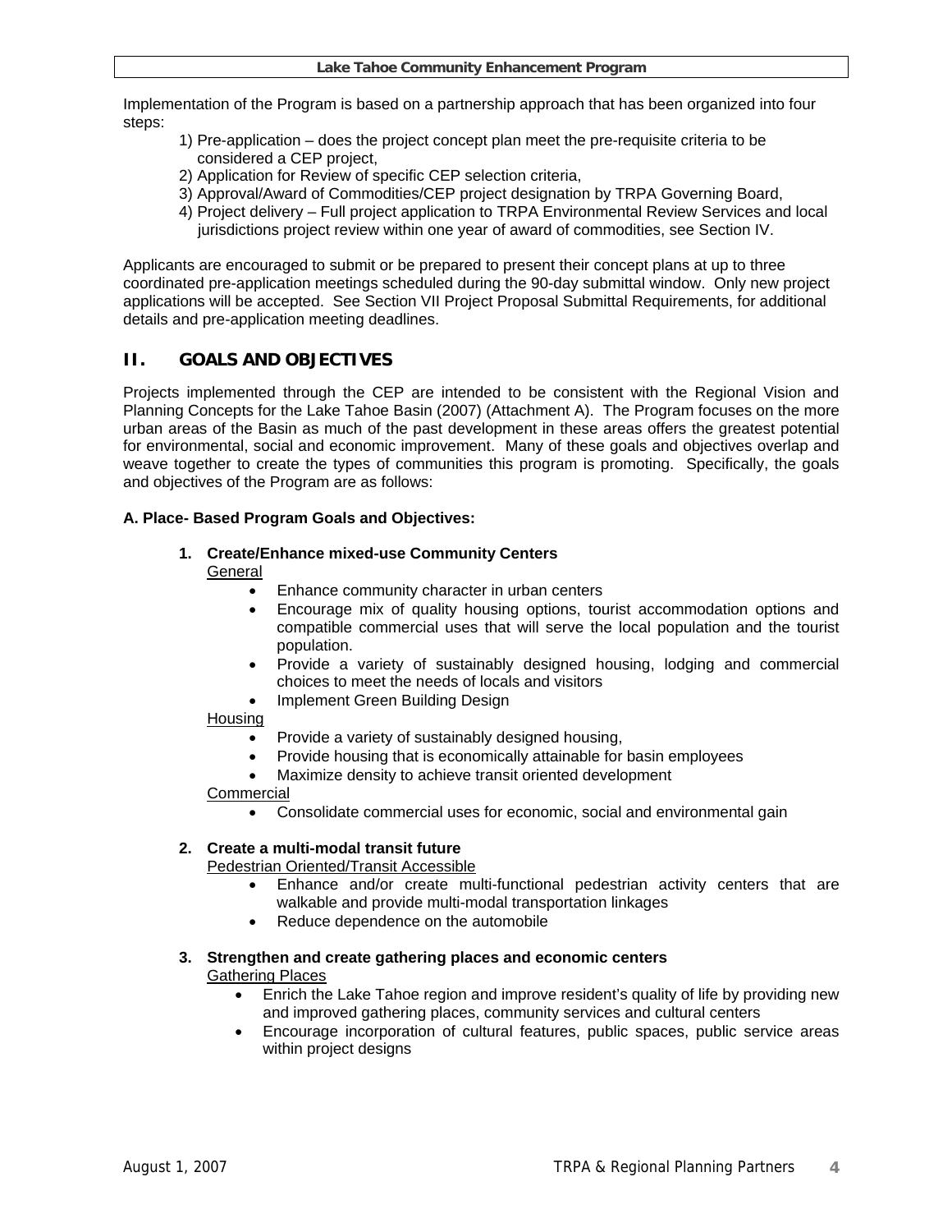Implementation of the Program is based on a partnership approach that has been organized into four steps:

1) Pre-application – does the project concept plan meet the pre-requisite criteria to be considered a CEP project,
2) Application for Review of specific CEP selection criteria,
3) Approval/Award of Commodities/CEP project designation by TRPA Governing Board,
4) Project delivery – Full project application to TRPA Environmental Review Services and local jurisdictions project review within one year of award of commodities, see Section IV.

Applicants are encouraged to submit or be prepared to present their concept plans at up to three coordinated pre-application meetings scheduled during the 90-day submittal window. Only new project applications will be accepted. See Section VII Project Proposal Submittal Requirements, for additional details and pre-application meeting deadlines.

## II. GOALS AND OBJECTIVES

Projects implemented through the CEP are intended to be consistent with the Regional Vision and Planning Concepts for the Lake Tahoe Basin (2007) (Attachment A). The Program focuses on the more urban areas of the Basin as much of the past development in these areas offers the greatest potential for environmental, social and economic improvement. Many of these goals and objectives overlap and weave together to create the types of communities this program is promoting. Specifically, the goals and objectives of the Program are as follows:

**A. Place- Based Program Goals and Objectives:**

**1. Create/Enhance mixed-use Community Centers**

General

- Enhance community character in urban centers
- Encourage mix of quality housing options, tourist accommodation options and compatible commercial uses that will serve the local population and the tourist population.
- Provide a variety of sustainably designed housing, lodging and commercial choices to meet the needs of locals and visitors
- Implement Green Building Design

Housing

- Provide a variety of sustainably designed housing,
- Provide housing that is economically attainable for basin employees
- Maximize density to achieve transit oriented development

Commercial

- Consolidate commercial uses for economic, social and environmental gain

**2. Create a multi-modal transit future**

Pedestrian Oriented/Transit Accessible

- Enhance and/or create multi-functional pedestrian activity centers that are walkable and provide multi-modal transportation linkages
- Reduce dependence on the automobile

**3. Strengthen and create gathering places and economic centers**

Gathering Places

- Enrich the Lake Tahoe region and improve resident's quality of life by providing new and improved gathering places, community services and cultural centers
- Encourage incorporation of cultural features, public spaces, public service areas within project designs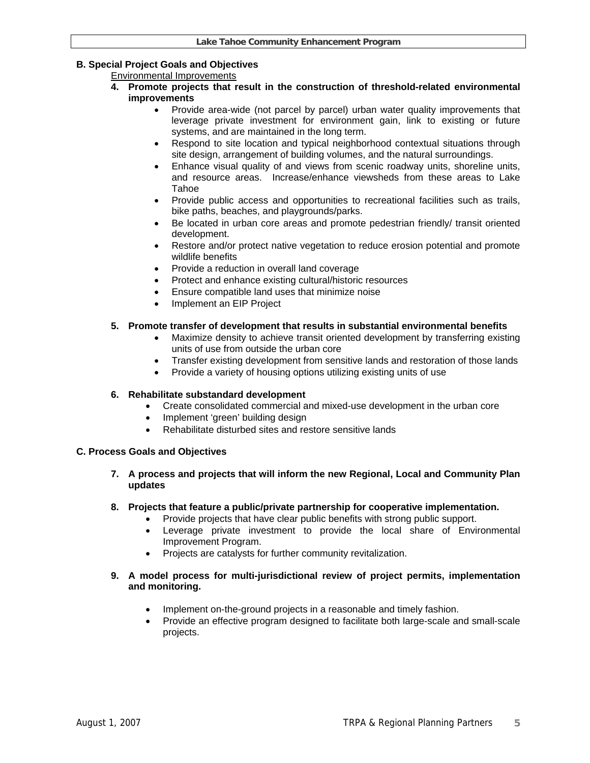## B. Special Project Goals and Objectives

Environmental Improvements

4. **Promote projects that result in the construction of threshold-related environmental improvements**
   - Provide area-wide (not parcel by parcel) urban water quality improvements that leverage private investment for environment gain, link to existing or future systems, and are maintained in the long term.
   - Respond to site location and typical neighborhood contextual situations through site design, arrangement of building volumes, and the natural surroundings.
   - Enhance visual quality of and views from scenic roadway units, shoreline units, and resource areas. Increase/enhance viewsheds from these areas to Lake Tahoe
   - Provide public access and opportunities to recreational facilities such as trails, bike paths, beaches, and playgrounds/parks.
   - Be located in urban core areas and promote pedestrian friendly/ transit oriented development.
   - Restore and/or protect native vegetation to reduce erosion potential and promote wildlife benefits
   - Provide a reduction in overall land coverage
   - Protect and enhance existing cultural/historic resources
   - Ensure compatible land uses that minimize noise
   - Implement an EIP Project

5. **Promote transfer of development that results in substantial environmental benefits**
   - Maximize density to achieve transit oriented development by transferring existing units of use from outside the urban core
   - Transfer existing development from sensitive lands and restoration of those lands
   - Provide a variety of housing options utilizing existing units of use

6. **Rehabilitate substandard development**
   - Create consolidated commercial and mixed-use development in the urban core
   - Implement 'green' building design
   - Rehabilitate disturbed sites and restore sensitive lands

## C. Process Goals and Objectives

7. **A process and projects that will inform the new Regional, Local and Community Plan updates**

8. **Projects that feature a public/private partnership for cooperative implementation.**
   - Provide projects that have clear public benefits with strong public support.
   - Leverage private investment to provide the local share of Environmental Improvement Program.
   - Projects are catalysts for further community revitalization.

9. **A model process for multi-jurisdictional review of project permits, implementation and monitoring.**
   - Implement on-the-ground projects in a reasonable and timely fashion.
   - Provide an effective program designed to facilitate both large-scale and small-scale projects.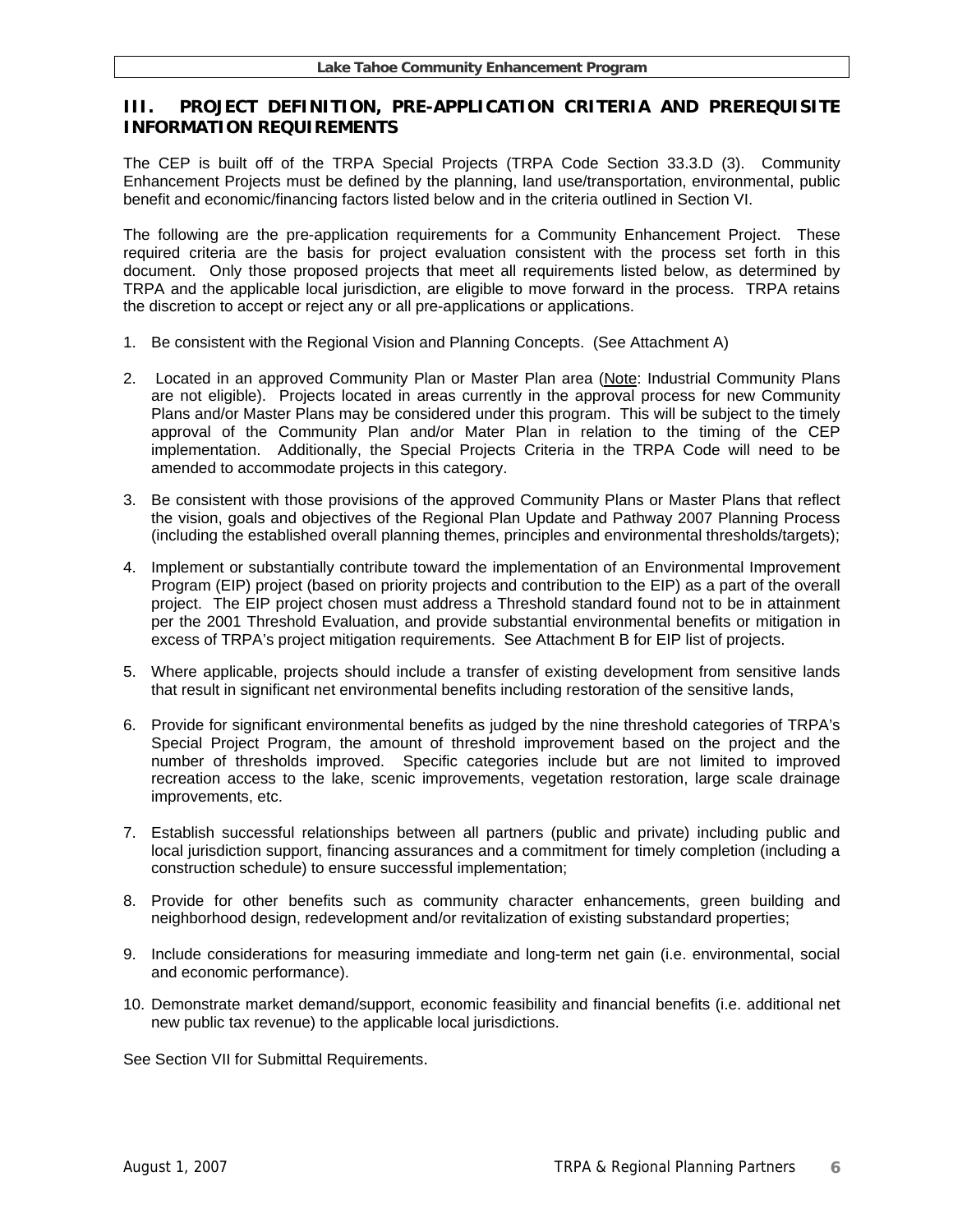## III. PROJECT DEFINITION, PRE-APPLICATION CRITERIA AND PREREQUISITE INFORMATION REQUIREMENTS

The CEP is built off of the TRPA Special Projects (TRPA Code Section 33.3.D (3). Community Enhancement Projects must be defined by the planning, land use/transportation, environmental, public benefit and economic/financing factors listed below and in the criteria outlined in Section VI.

The following are the pre-application requirements for a Community Enhancement Project. These required criteria are the basis for project evaluation consistent with the process set forth in this document. Only those proposed projects that meet all requirements listed below, as determined by TRPA and the applicable local jurisdiction, are eligible to move forward in the process. TRPA retains the discretion to accept or reject any or all pre-applications or applications.

1. Be consistent with the Regional Vision and Planning Concepts. (See Attachment A)
2. Located in an approved Community Plan or Master Plan area (Note: Industrial Community Plans are not eligible). Projects located in areas currently in the approval process for new Community Plans and/or Master Plans may be considered under this program. This will be subject to the timely approval of the Community Plan and/or Mater Plan in relation to the timing of the CEP implementation. Additionally, the Special Projects Criteria in the TRPA Code will need to be amended to accommodate projects in this category.
3. Be consistent with those provisions of the approved Community Plans or Master Plans that reflect the vision, goals and objectives of the Regional Plan Update and Pathway 2007 Planning Process (including the established overall planning themes, principles and environmental thresholds/targets);
4. Implement or substantially contribute toward the implementation of an Environmental Improvement Program (EIP) project (based on priority projects and contribution to the EIP) as a part of the overall project. The EIP project chosen must address a Threshold standard found not to be in attainment per the 2001 Threshold Evaluation, and provide substantial environmental benefits or mitigation in excess of TRPA's project mitigation requirements. See Attachment B for EIP list of projects.
5. Where applicable, projects should include a transfer of existing development from sensitive lands that result in significant net environmental benefits including restoration of the sensitive lands,
6. Provide for significant environmental benefits as judged by the nine threshold categories of TRPA's Special Project Program, the amount of threshold improvement based on the project and the number of thresholds improved. Specific categories include but are not limited to improved recreation access to the lake, scenic improvements, vegetation restoration, large scale drainage improvements, etc.
7. Establish successful relationships between all partners (public and private) including public and local jurisdiction support, financing assurances and a commitment for timely completion (including a construction schedule) to ensure successful implementation;
8. Provide for other benefits such as community character enhancements, green building and neighborhood design, redevelopment and/or revitalization of existing substandard properties;
9. Include considerations for measuring immediate and long-term net gain (i.e. environmental, social and economic performance).
10. Demonstrate market demand/support, economic feasibility and financial benefits (i.e. additional net new public tax revenue) to the applicable local jurisdictions.

See Section VII for Submittal Requirements.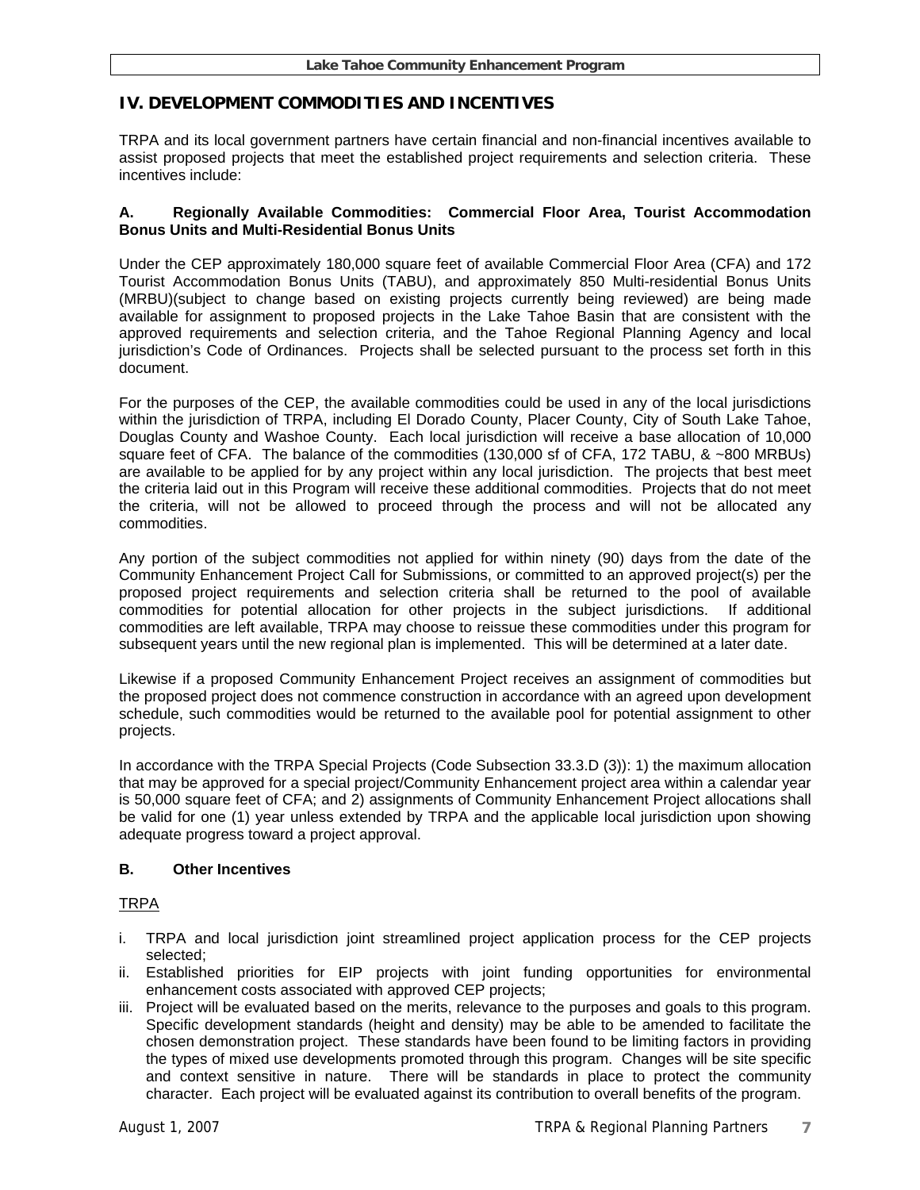## IV. DEVELOPMENT COMMODITIES AND INCENTIVES

TRPA and its local government partners have certain financial and non-financial incentives available to assist proposed projects that meet the established project requirements and selection criteria. These incentives include:

### A. Regionally Available Commodities: Commercial Floor Area, Tourist Accommodation Bonus Units and Multi-Residential Bonus Units

Under the CEP approximately 180,000 square feet of available Commercial Floor Area (CFA) and 172 Tourist Accommodation Bonus Units (TABU), and approximately 850 Multi-residential Bonus Units (MRBU)(subject to change based on existing projects currently being reviewed) are being made available for assignment to proposed projects in the Lake Tahoe Basin that are consistent with the approved requirements and selection criteria, and the Tahoe Regional Planning Agency and local jurisdiction's Code of Ordinances. Projects shall be selected pursuant to the process set forth in this document.

For the purposes of the CEP, the available commodities could be used in any of the local jurisdictions within the jurisdiction of TRPA, including El Dorado County, Placer County, City of South Lake Tahoe, Douglas County and Washoe County. Each local jurisdiction will receive a base allocation of 10,000 square feet of CFA. The balance of the commodities (130,000 sf of CFA, 172 TABU, & ~800 MRBUs) are available to be applied for by any project within any local jurisdiction. The projects that best meet the criteria laid out in this Program will receive these additional commodities. Projects that do not meet the criteria, will not be allowed to proceed through the process and will not be allocated any commodities.

Any portion of the subject commodities not applied for within ninety (90) days from the date of the Community Enhancement Project Call for Submissions, or committed to an approved project(s) per the proposed project requirements and selection criteria shall be returned to the pool of available commodities for potential allocation for other projects in the subject jurisdictions. If additional commodities are left available, TRPA may choose to reissue these commodities under this program for subsequent years until the new regional plan is implemented. This will be determined at a later date.

Likewise if a proposed Community Enhancement Project receives an assignment of commodities but the proposed project does not commence construction in accordance with an agreed upon development schedule, such commodities would be returned to the available pool for potential assignment to other projects.

In accordance with the TRPA Special Projects (Code Subsection 33.3.D (3)): 1) the maximum allocation that may be approved for a special project/Community Enhancement project area within a calendar year is 50,000 square feet of CFA; and 2) assignments of Community Enhancement Project allocations shall be valid for one (1) year unless extended by TRPA and the applicable local jurisdiction upon showing adequate progress toward a project approval.

### B. Other Incentives

<u>TRPA</u>

i. TRPA and local jurisdiction joint streamlined project application process for the CEP projects selected;
ii. Established priorities for EIP projects with joint funding opportunities for environmental enhancement costs associated with approved CEP projects;
iii. Project will be evaluated based on the merits, relevance to the purposes and goals to this program. Specific development standards (height and density) may be able to be amended to facilitate the chosen demonstration project. These standards have been found to be limiting factors in providing the types of mixed use developments promoted through this program. Changes will be site specific and context sensitive in nature. There will be standards in place to protect the community character. Each project will be evaluated against its contribution to overall benefits of the program.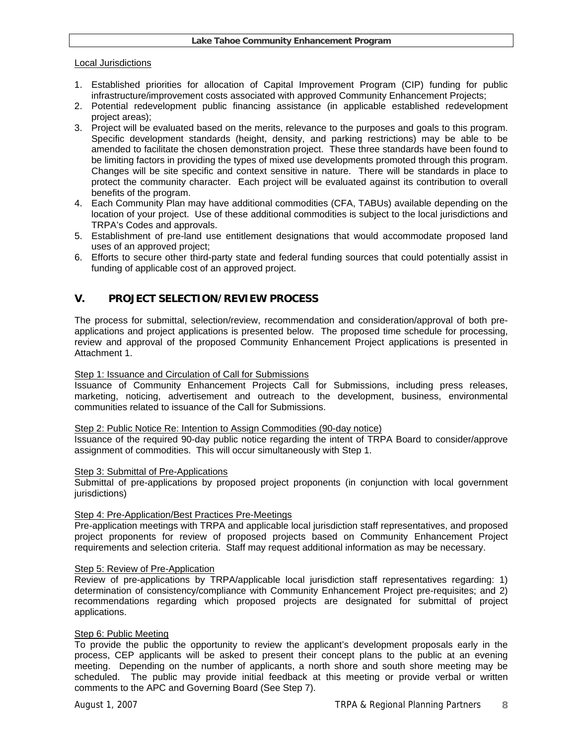Local Jurisdictions

1. Established priorities for allocation of Capital Improvement Program (CIP) funding for public infrastructure/improvement costs associated with approved Community Enhancement Projects;
2. Potential redevelopment public financing assistance (in applicable established redevelopment project areas);
3. Project will be evaluated based on the merits, relevance to the purposes and goals to this program. Specific development standards (height, density, and parking restrictions) may be able to be amended to facilitate the chosen demonstration project. These three standards have been found to be limiting factors in providing the types of mixed use developments promoted through this program. Changes will be site specific and context sensitive in nature. There will be standards in place to protect the community character. Each project will be evaluated against its contribution to overall benefits of the program.
4. Each Community Plan may have additional commodities (CFA, TABUs) available depending on the location of your project. Use of these additional commodities is subject to the local jurisdictions and TRPA's Codes and approvals.
5. Establishment of pre-land use entitlement designations that would accommodate proposed land uses of an approved project;
6. Efforts to secure other third-party state and federal funding sources that could potentially assist in funding of applicable cost of an approved project.

## V. PROJECT SELECTION/REVIEW PROCESS

The process for submittal, selection/review, recommendation and consideration/approval of both pre-applications and project applications is presented below. The proposed time schedule for processing, review and approval of the proposed Community Enhancement Project applications is presented in Attachment 1.

Step 1: Issuance and Circulation of Call for Submissions

Issuance of Community Enhancement Projects Call for Submissions, including press releases, marketing, noticing, advertisement and outreach to the development, business, environmental communities related to issuance of the Call for Submissions.

Step 2: Public Notice Re: Intention to Assign Commodities (90-day notice)

Issuance of the required 90-day public notice regarding the intent of TRPA Board to consider/approve assignment of commodities. This will occur simultaneously with Step 1.

Step 3: Submittal of Pre-Applications

Submittal of pre-applications by proposed project proponents (in conjunction with local government jurisdictions)

Step 4: Pre-Application/Best Practices Pre-Meetings

Pre-application meetings with TRPA and applicable local jurisdiction staff representatives, and proposed project proponents for review of proposed projects based on Community Enhancement Project requirements and selection criteria. Staff may request additional information as may be necessary.

Step 5: Review of Pre-Application

Review of pre-applications by TRPA/applicable local jurisdiction staff representatives regarding: 1) determination of consistency/compliance with Community Enhancement Project pre-requisites; and 2) recommendations regarding which proposed projects are designated for submittal of project applications.

Step 6: Public Meeting

To provide the public the opportunity to review the applicant's development proposals early in the process, CEP applicants will be asked to present their concept plans to the public at an evening meeting. Depending on the number of applicants, a north shore and south shore meeting may be scheduled. The public may provide initial feedback at this meeting or provide verbal or written comments to the APC and Governing Board (See Step 7).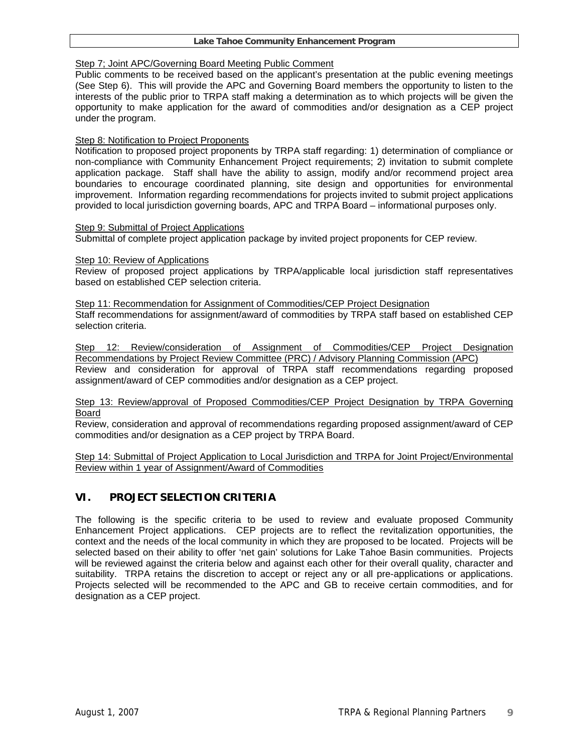Step 7; Joint APC/Governing Board Meeting Public Comment

Public comments to be received based on the applicant's presentation at the public evening meetings (See Step 6). This will provide the APC and Governing Board members the opportunity to listen to the interests of the public prior to TRPA staff making a determination as to which projects will be given the opportunity to make application for the award of commodities and/or designation as a CEP project under the program.

Step 8: Notification to Project Proponents

Notification to proposed project proponents by TRPA staff regarding: 1) determination of compliance or non-compliance with Community Enhancement Project requirements; 2) invitation to submit complete application package. Staff shall have the ability to assign, modify and/or recommend project area boundaries to encourage coordinated planning, site design and opportunities for environmental improvement. Information regarding recommendations for projects invited to submit project applications provided to local jurisdiction governing boards, APC and TRPA Board – informational purposes only.

Step 9: Submittal of Project Applications

Submittal of complete project application package by invited project proponents for CEP review.

Step 10: Review of Applications

Review of proposed project applications by TRPA/applicable local jurisdiction staff representatives based on established CEP selection criteria.

Step 11: Recommendation for Assignment of Commodities/CEP Project Designation

Staff recommendations for assignment/award of commodities by TRPA staff based on established CEP selection criteria.

Step 12: Review/consideration of Assignment of Commodities/CEP Project Designation Recommendations by Project Review Committee (PRC) / Advisory Planning Commission (APC)

Review and consideration for approval of TRPA staff recommendations regarding proposed assignment/award of CEP commodities and/or designation as a CEP project.

Step 13: Review/approval of Proposed Commodities/CEP Project Designation by TRPA Governing Board

Review, consideration and approval of recommendations regarding proposed assignment/award of CEP commodities and/or designation as a CEP project by TRPA Board.

Step 14: Submittal of Project Application to Local Jurisdiction and TRPA for Joint Project/Environmental Review within 1 year of Assignment/Award of Commodities

## VI. PROJECT SELECTION CRITERIA

The following is the specific criteria to be used to review and evaluate proposed Community Enhancement Project applications. CEP projects are to reflect the revitalization opportunities, the context and the needs of the local community in which they are proposed to be located. Projects will be selected based on their ability to offer 'net gain' solutions for Lake Tahoe Basin communities. Projects will be reviewed against the criteria below and against each other for their overall quality, character and suitability. TRPA retains the discretion to accept or reject any or all pre-applications or applications. Projects selected will be recommended to the APC and GB to receive certain commodities, and for designation as a CEP project.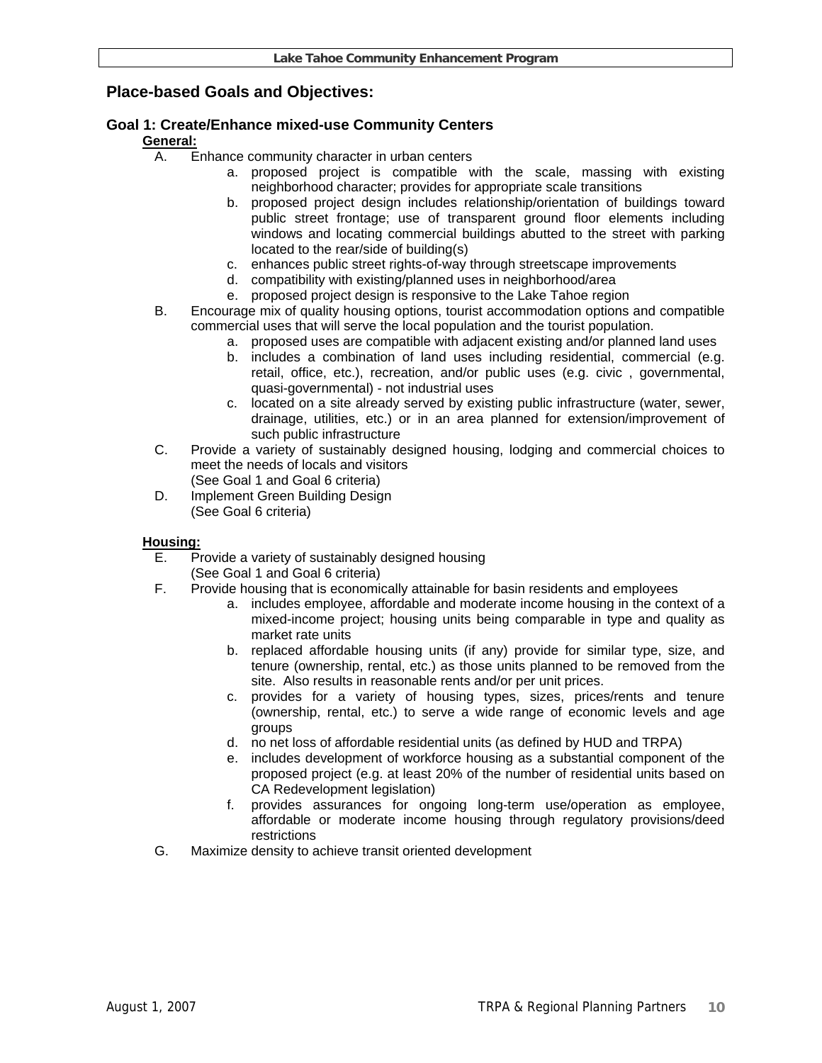## Place-based Goals and Objectives:

### Goal 1: Create/Enhance mixed-use Community Centers

**General:**

A. Enhance community character in urban centers
   a. proposed project is compatible with the scale, massing with existing neighborhood character; provides for appropriate scale transitions
   b. proposed project design includes relationship/orientation of buildings toward public street frontage; use of transparent ground floor elements including windows and locating commercial buildings abutted to the street with parking located to the rear/side of building(s)
   c. enhances public street rights-of-way through streetscape improvements
   d. compatibility with existing/planned uses in neighborhood/area
   e. proposed project design is responsive to the Lake Tahoe region

B. Encourage mix of quality housing options, tourist accommodation options and compatible commercial uses that will serve the local population and the tourist population.
   a. proposed uses are compatible with adjacent existing and/or planned land uses
   b. includes a combination of land uses including residential, commercial (e.g. retail, office, etc.), recreation, and/or public uses (e.g. civic , governmental, quasi-governmental) - not industrial uses
   c. located on a site already served by existing public infrastructure (water, sewer, drainage, utilities, etc.) or in an area planned for extension/improvement of such public infrastructure

C. Provide a variety of sustainably designed housing, lodging and commercial choices to meet the needs of locals and visitors
   (See Goal 1 and Goal 6 criteria)

D. Implement Green Building Design
   (See Goal 6 criteria)

**Housing:**

E. Provide a variety of sustainably designed housing
   (See Goal 1 and Goal 6 criteria)

F. Provide housing that is economically attainable for basin residents and employees
   a. includes employee, affordable and moderate income housing in the context of a mixed-income project; housing units being comparable in type and quality as market rate units
   b. replaced affordable housing units (if any) provide for similar type, size, and tenure (ownership, rental, etc.) as those units planned to be removed from the site. Also results in reasonable rents and/or per unit prices.
   c. provides for a variety of housing types, sizes, prices/rents and tenure (ownership, rental, etc.) to serve a wide range of economic levels and age groups
   d. no net loss of affordable residential units (as defined by HUD and TRPA)
   e. includes development of workforce housing as a substantial component of the proposed project (e.g. at least 20% of the number of residential units based on CA Redevelopment legislation)
   f. provides assurances for ongoing long-term use/operation as employee, affordable or moderate income housing through regulatory provisions/deed restrictions

G. Maximize density to achieve transit oriented development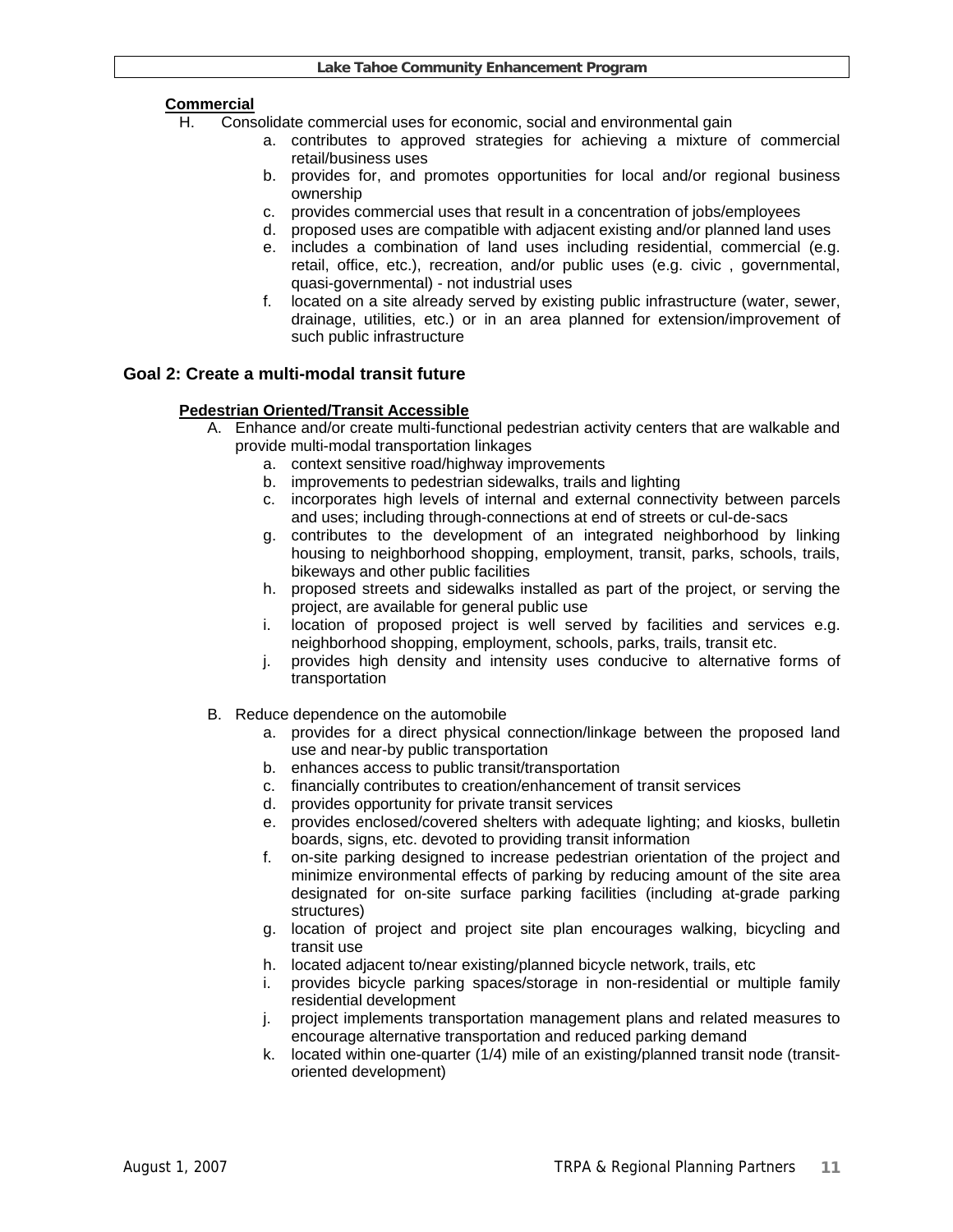**Commercial**

H. Consolidate commercial uses for economic, social and environmental gain

   a. contributes to approved strategies for achieving a mixture of commercial retail/business uses
   b. provides for, and promotes opportunities for local and/or regional business ownership
   c. provides commercial uses that result in a concentration of jobs/employees
   d. proposed uses are compatible with adjacent existing and/or planned land uses
   e. includes a combination of land uses including residential, commercial (e.g. retail, office, etc.), recreation, and/or public uses (e.g. civic , governmental, quasi-governmental) - not industrial uses
   f. located on a site already served by existing public infrastructure (water, sewer, drainage, utilities, etc.) or in an area planned for extension/improvement of such public infrastructure

## Goal 2: Create a multi-modal transit future

**Pedestrian Oriented/Transit Accessible**

A. Enhance and/or create multi-functional pedestrian activity centers that are walkable and provide multi-modal transportation linkages

   a. context sensitive road/highway improvements
   b. improvements to pedestrian sidewalks, trails and lighting
   c. incorporates high levels of internal and external connectivity between parcels and uses; including through-connections at end of streets or cul-de-sacs
   g. contributes to the development of an integrated neighborhood by linking housing to neighborhood shopping, employment, transit, parks, schools, trails, bikeways and other public facilities
   h. proposed streets and sidewalks installed as part of the project, or serving the project, are available for general public use
   i. location of proposed project is well served by facilities and services e.g. neighborhood shopping, employment, schools, parks, trails, transit etc.
   j. provides high density and intensity uses conducive to alternative forms of transportation

B. Reduce dependence on the automobile

   a. provides for a direct physical connection/linkage between the proposed land use and near-by public transportation
   b. enhances access to public transit/transportation
   c. financially contributes to creation/enhancement of transit services
   d. provides opportunity for private transit services
   e. provides enclosed/covered shelters with adequate lighting; and kiosks, bulletin boards, signs, etc. devoted to providing transit information
   f. on-site parking designed to increase pedestrian orientation of the project and minimize environmental effects of parking by reducing amount of the site area designated for on-site surface parking facilities (including at-grade parking structures)
   g. location of project and project site plan encourages walking, bicycling and transit use
   h. located adjacent to/near existing/planned bicycle network, trails, etc
   i. provides bicycle parking spaces/storage in non-residential or multiple family residential development
   j. project implements transportation management plans and related measures to encourage alternative transportation and reduced parking demand
   k. located within one-quarter (1/4) mile of an existing/planned transit node (transit-oriented development)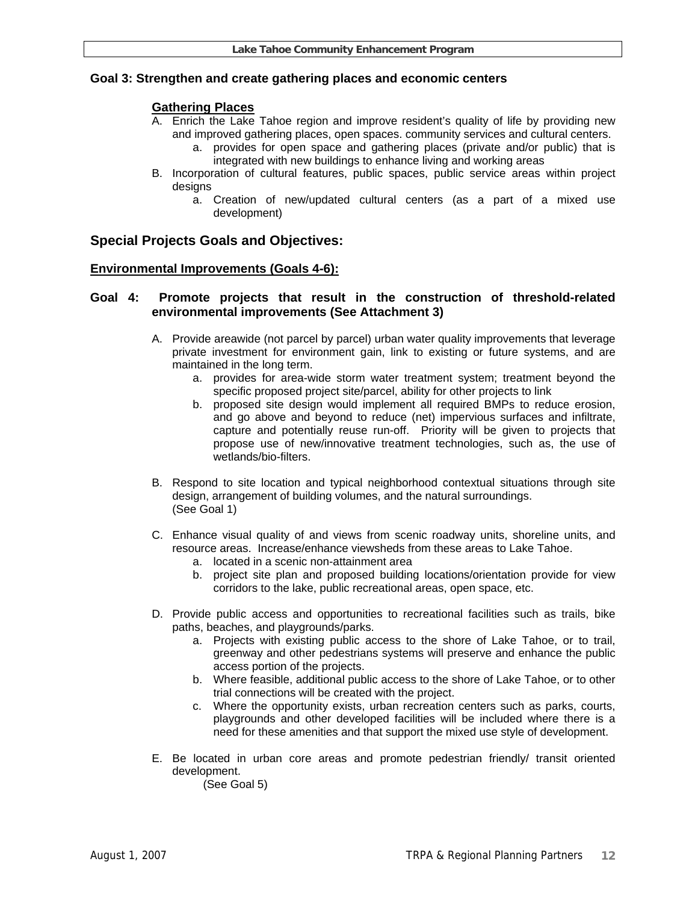**Goal 3: Strengthen and create gathering places and economic centers**

**Gathering Places**

A. Enrich the Lake Tahoe region and improve resident's quality of life by providing new and improved gathering places, open spaces. community services and cultural centers.
   a. provides for open space and gathering places (private and/or public) that is integrated with new buildings to enhance living and working areas

B. Incorporation of cultural features, public spaces, public service areas within project designs
   a. Creation of new/updated cultural centers (as a part of a mixed use development)

## Special Projects Goals and Objectives:

**Environmental Improvements (Goals 4-6):**

**Goal 4: Promote projects that result in the construction of threshold-related environmental improvements (See Attachment 3)**

A. Provide areawide (not parcel by parcel) urban water quality improvements that leverage private investment for environment gain, link to existing or future systems, and are maintained in the long term.
   a. provides for area-wide storm water treatment system; treatment beyond the specific proposed project site/parcel, ability for other projects to link
   b. proposed site design would implement all required BMPs to reduce erosion, and go above and beyond to reduce (net) impervious surfaces and infiltrate, capture and potentially reuse run-off. Priority will be given to projects that propose use of new/innovative treatment technologies, such as, the use of wetlands/bio-filters.

B. Respond to site location and typical neighborhood contextual situations through site design, arrangement of building volumes, and the natural surroundings.
   (See Goal 1)

C. Enhance visual quality of and views from scenic roadway units, shoreline units, and resource areas. Increase/enhance viewsheds from these areas to Lake Tahoe.
   a. located in a scenic non-attainment area
   b. project site plan and proposed building locations/orientation provide for view corridors to the lake, public recreational areas, open space, etc.

D. Provide public access and opportunities to recreational facilities such as trails, bike paths, beaches, and playgrounds/parks.
   a. Projects with existing public access to the shore of Lake Tahoe, or to trail, greenway and other pedestrians systems will preserve and enhance the public access portion of the projects.
   b. Where feasible, additional public access to the shore of Lake Tahoe, or to other trial connections will be created with the project.
   c. Where the opportunity exists, urban recreation centers such as parks, courts, playgrounds and other developed facilities will be included where there is a need for these amenities and that support the mixed use style of development.

E. Be located in urban core areas and promote pedestrian friendly/ transit oriented development.
   (See Goal 5)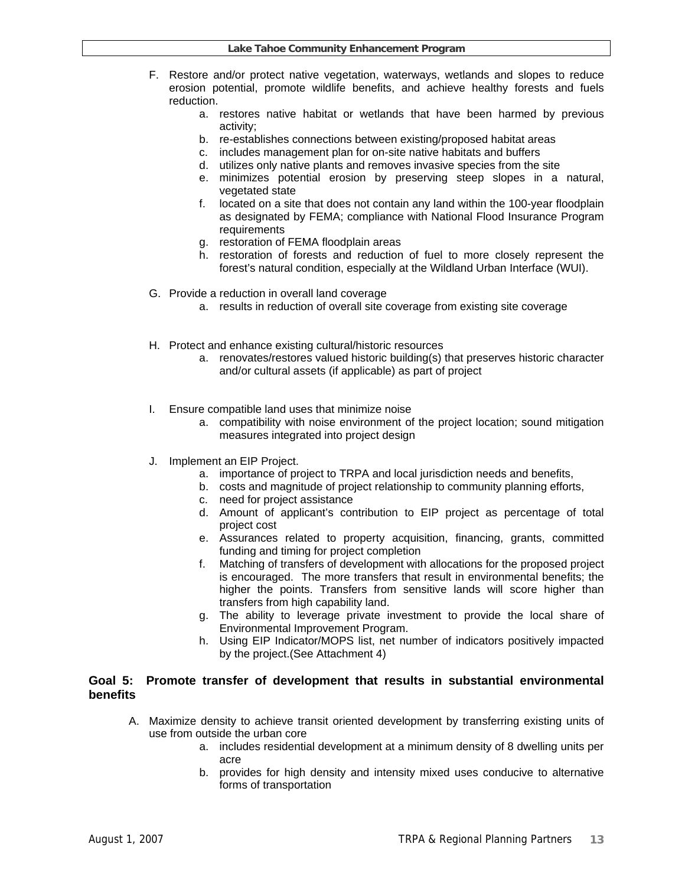F. Restore and/or protect native vegetation, waterways, wetlands and slopes to reduce erosion potential, promote wildlife benefits, and achieve healthy forests and fuels reduction.
   a. restores native habitat or wetlands that have been harmed by previous activity;
   b. re-establishes connections between existing/proposed habitat areas
   c. includes management plan for on-site native habitats and buffers
   d. utilizes only native plants and removes invasive species from the site
   e. minimizes potential erosion by preserving steep slopes in a natural, vegetated state
   f. located on a site that does not contain any land within the 100-year floodplain as designated by FEMA; compliance with National Flood Insurance Program requirements
   g. restoration of FEMA floodplain areas
   h. restoration of forests and reduction of fuel to more closely represent the forest's natural condition, especially at the Wildland Urban Interface (WUI).

G. Provide a reduction in overall land coverage
   a. results in reduction of overall site coverage from existing site coverage

H. Protect and enhance existing cultural/historic resources
   a. renovates/restores valued historic building(s) that preserves historic character and/or cultural assets (if applicable) as part of project

I. Ensure compatible land uses that minimize noise
   a. compatibility with noise environment of the project location; sound mitigation measures integrated into project design

J. Implement an EIP Project.
   a. importance of project to TRPA and local jurisdiction needs and benefits,
   b. costs and magnitude of project relationship to community planning efforts,
   c. need for project assistance
   d. Amount of applicant's contribution to EIP project as percentage of total project cost
   e. Assurances related to property acquisition, financing, grants, committed funding and timing for project completion
   f. Matching of transfers of development with allocations for the proposed project is encouraged. The more transfers that result in environmental benefits; the higher the points. Transfers from sensitive lands will score higher than transfers from high capability land.
   g. The ability to leverage private investment to provide the local share of Environmental Improvement Program.
   h. Using EIP Indicator/MOPS list, net number of indicators positively impacted by the project.(See Attachment 4)

### Goal 5: Promote transfer of development that results in substantial environmental benefits

A. Maximize density to achieve transit oriented development by transferring existing units of use from outside the urban core
   a. includes residential development at a minimum density of 8 dwelling units per acre
   b. provides for high density and intensity mixed uses conducive to alternative forms of transportation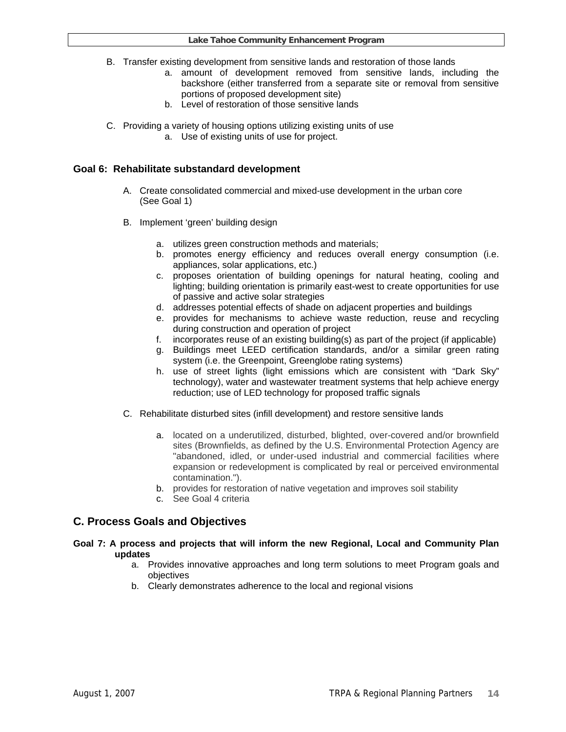B. Transfer existing development from sensitive lands and restoration of those lands
   a. amount of development removed from sensitive lands, including the backshore (either transferred from a separate site or removal from sensitive portions of proposed development site)
   b. Level of restoration of those sensitive lands

C. Providing a variety of housing options utilizing existing units of use
   a. Use of existing units of use for project.

### Goal 6: Rehabilitate substandard development

A. Create consolidated commercial and mixed-use development in the urban core (See Goal 1)

B. Implement 'green' building design

   a. utilizes green construction methods and materials;
   b. promotes energy efficiency and reduces overall energy consumption (i.e. appliances, solar applications, etc.)
   c. proposes orientation of building openings for natural heating, cooling and lighting; building orientation is primarily east-west to create opportunities for use of passive and active solar strategies
   d. addresses potential effects of shade on adjacent properties and buildings
   e. provides for mechanisms to achieve waste reduction, reuse and recycling during construction and operation of project
   f. incorporates reuse of an existing building(s) as part of the project (if applicable)
   g. Buildings meet LEED certification standards, and/or a similar green rating system (i.e. the Greenpoint, Greenglobe rating systems)
   h. use of street lights (light emissions which are consistent with "Dark Sky" technology), water and wastewater treatment systems that help achieve energy reduction; use of LED technology for proposed traffic signals

C. Rehabilitate disturbed sites (infill development) and restore sensitive lands

   a. located on a underutilized, disturbed, blighted, over-covered and/or brownfield sites (Brownfields, as defined by the U.S. Environmental Protection Agency are "abandoned, idled, or under-used industrial and commercial facilities where expansion or redevelopment is complicated by real or perceived environmental contamination.").
   b. provides for restoration of native vegetation and improves soil stability
   c. See Goal 4 criteria

## C. Process Goals and Objectives

### Goal 7: A process and projects that will inform the new Regional, Local and Community Plan updates

   a. Provides innovative approaches and long term solutions to meet Program goals and objectives
   b. Clearly demonstrates adherence to the local and regional visions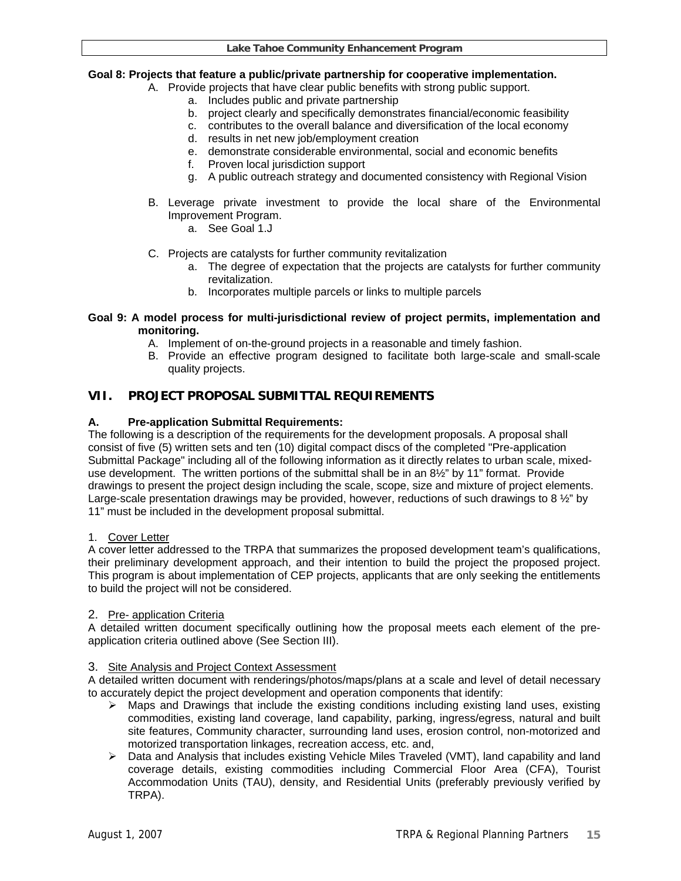**Goal 8: Projects that feature a public/private partnership for cooperative implementation.**

A. Provide projects that have clear public benefits with strong public support.
   a. Includes public and private partnership
   b. project clearly and specifically demonstrates financial/economic feasibility
   c. contributes to the overall balance and diversification of the local economy
   d. results in net new job/employment creation
   e. demonstrate considerable environmental, social and economic benefits
   f. Proven local jurisdiction support
   g. A public outreach strategy and documented consistency with Regional Vision

B. Leverage private investment to provide the local share of the Environmental Improvement Program.
   a. See Goal 1.J

C. Projects are catalysts for further community revitalization
   a. The degree of expectation that the projects are catalysts for further community revitalization.
   b. Incorporates multiple parcels or links to multiple parcels

**Goal 9: A model process for multi-jurisdictional review of project permits, implementation and monitoring.**

A. Implement of on-the-ground projects in a reasonable and timely fashion.
B. Provide an effective program designed to facilitate both large-scale and small-scale quality projects.

## VII. PROJECT PROPOSAL SUBMITTAL REQUIREMENTS

### A. Pre-application Submittal Requirements:

The following is a description of the requirements for the development proposals. A proposal shall consist of five (5) written sets and ten (10) digital compact discs of the completed "Pre-application Submittal Package" including all of the following information as it directly relates to urban scale, mixed-use development. The written portions of the submittal shall be in an 8½" by 11" format. Provide drawings to present the project design including the scale, scope, size and mixture of project elements. Large-scale presentation drawings may be provided, however, reductions of such drawings to 8 ½" by 11" must be included in the development proposal submittal.

1. Cover Letter

A cover letter addressed to the TRPA that summarizes the proposed development team's qualifications, their preliminary development approach, and their intention to build the project the proposed project. This program is about implementation of CEP projects, applicants that are only seeking the entitlements to build the project will not be considered.

2. Pre- application Criteria

A detailed written document specifically outlining how the proposal meets each element of the pre-application criteria outlined above (See Section III).

3. Site Analysis and Project Context Assessment

A detailed written document with renderings/photos/maps/plans at a scale and level of detail necessary to accurately depict the project development and operation components that identify:

- Maps and Drawings that include the existing conditions including existing land uses, existing commodities, existing land coverage, land capability, parking, ingress/egress, natural and built site features, Community character, surrounding land uses, erosion control, non-motorized and motorized transportation linkages, recreation access, etc. and,
- Data and Analysis that includes existing Vehicle Miles Traveled (VMT), land capability and land coverage details, existing commodities including Commercial Floor Area (CFA), Tourist Accommodation Units (TAU), density, and Residential Units (preferably previously verified by TRPA).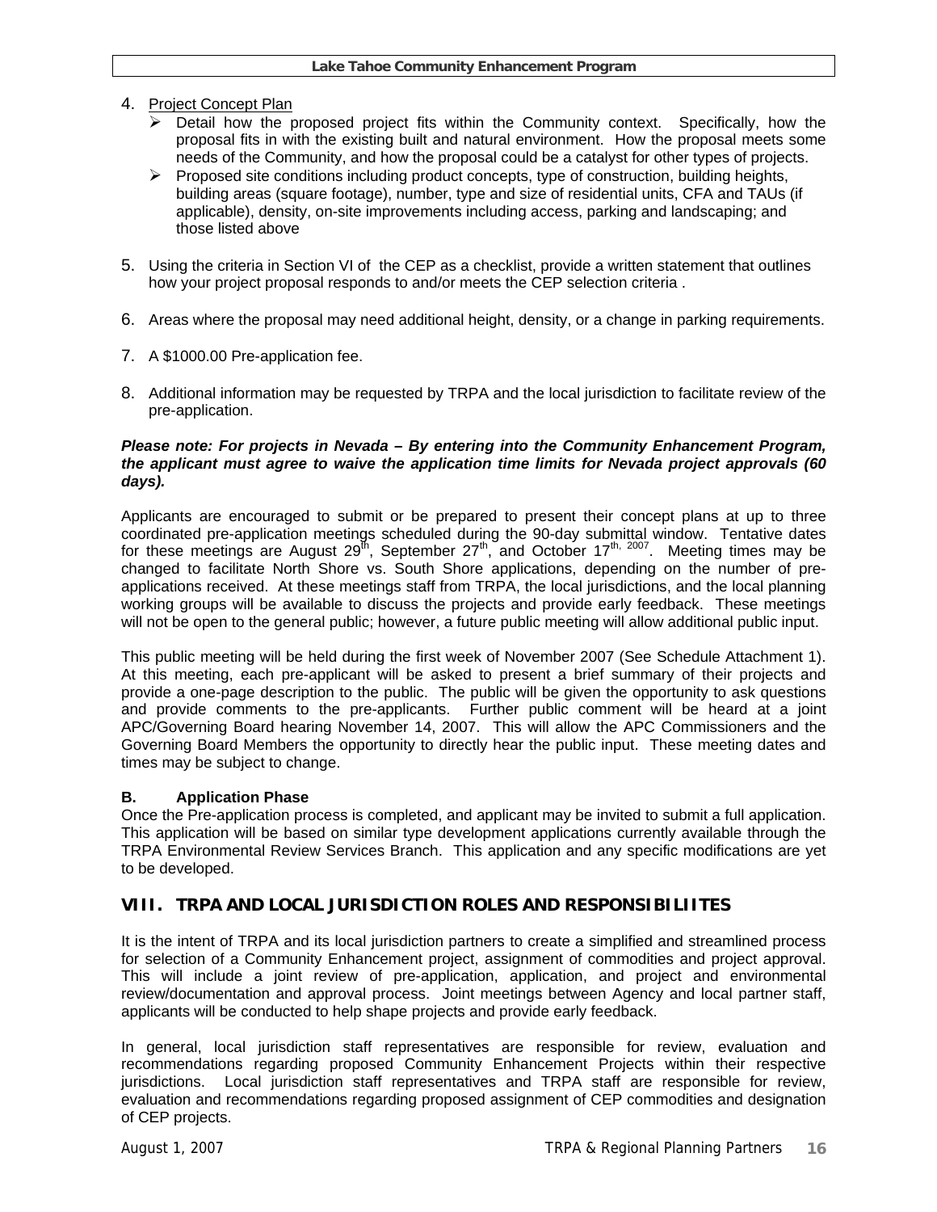4. Project Concept Plan
   - Detail how the proposed project fits within the Community context. Specifically, how the proposal fits in with the existing built and natural environment. How the proposal meets some needs of the Community, and how the proposal could be a catalyst for other types of projects.
   - Proposed site conditions including product concepts, type of construction, building heights, building areas (square footage), number, type and size of residential units, CFA and TAUs (if applicable), density, on-site improvements including access, parking and landscaping; and those listed above

5. Using the criteria in Section VI of the CEP as a checklist, provide a written statement that outlines how your project proposal responds to and/or meets the CEP selection criteria .

6. Areas where the proposal may need additional height, density, or a change in parking requirements.

7. A $1000.00 Pre-application fee.

8. Additional information may be requested by TRPA and the local jurisdiction to facilitate review of the pre-application.

***Please note: For projects in Nevada – By entering into the Community Enhancement Program, the applicant must agree to waive the application time limits for Nevada project approvals (60 days).***

Applicants are encouraged to submit or be prepared to present their concept plans at up to three coordinated pre-application meetings scheduled during the 90-day submittal window. Tentative dates for these meetings are August 29th, September 27th, and October 17th, 2007. Meeting times may be changed to facilitate North Shore vs. South Shore applications, depending on the number of pre-applications received. At these meetings staff from TRPA, the local jurisdictions, and the local planning working groups will be available to discuss the projects and provide early feedback. These meetings will not be open to the general public; however, a future public meeting will allow additional public input.

This public meeting will be held during the first week of November 2007 (See Schedule Attachment 1). At this meeting, each pre-applicant will be asked to present a brief summary of their projects and provide a one-page description to the public. The public will be given the opportunity to ask questions and provide comments to the pre-applicants. Further public comment will be heard at a joint APC/Governing Board hearing November 14, 2007. This will allow the APC Commissioners and the Governing Board Members the opportunity to directly hear the public input. These meeting dates and times may be subject to change.

### B. Application Phase

Once the Pre-application process is completed, and applicant may be invited to submit a full application. This application will be based on similar type development applications currently available through the TRPA Environmental Review Services Branch. This application and any specific modifications are yet to be developed.

## VIII. TRPA AND LOCAL JURISDICTION ROLES AND RESPONSIBILIITES

It is the intent of TRPA and its local jurisdiction partners to create a simplified and streamlined process for selection of a Community Enhancement project, assignment of commodities and project approval. This will include a joint review of pre-application, application, and project and environmental review/documentation and approval process. Joint meetings between Agency and local partner staff, applicants will be conducted to help shape projects and provide early feedback.

In general, local jurisdiction staff representatives are responsible for review, evaluation and recommendations regarding proposed Community Enhancement Projects within their respective jurisdictions. Local jurisdiction staff representatives and TRPA staff are responsible for review, evaluation and recommendations regarding proposed assignment of CEP commodities and designation of CEP projects.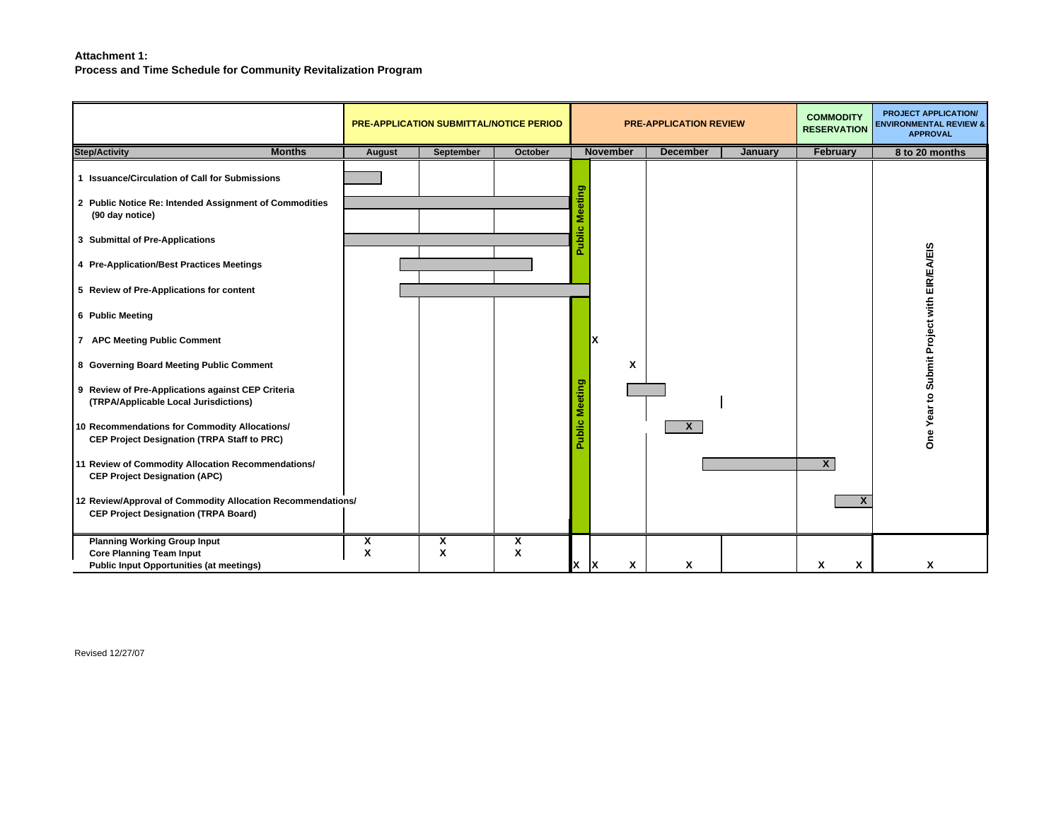**Attachment 1:**
**Process and Time Schedule for Community Revitalization Program**

| | PRE-APPLICATION SUBMITTAL/NOTICE PERIOD | | | PRE-APPLICATION REVIEW | | | COMMODITY RESERVATION | PROJECT APPLICATION/ ENVIRONMENTAL REVIEW & APPROVAL |
|---|---|---|---|---|---|---|---|---|
| **Step/Activity** — **Months** | **August** | **September** | **October** | **November** | **December** | **January** | **February** | **8 to 20 months** |
| 1 Issuance/Circulation of Call for Submissions | ▬ | | | | | | | One Year to Submit Project with EIR/EA/EIS |
| 2 Public Notice Re: Intended Assignment of Commodities (90 day notice) | ▬ | ▬ | ▬ | | | | | |
| 3 Submittal of Pre-Applications | ▬ | ▬ | ▬ | | | | | |
| 4 Pre-Application/Best Practices Meetings | ▬ | ▬ | ▬ | | | | | |
| 5 Review of Pre-Applications for content | ▬ | ▬ | ▬ | ▬ | | | | |
| 6 Public Meeting | | | | Public Meeting | | | | |
| 7 APC Meeting Public Comment | | | | X | | | | |
| 8 Governing Board Meeting Public Comment | | | | X | | | | |
| 9 Review of Pre-Applications against CEP Criteria (TRPA/Applicable Local Jurisdictions) | | | | ▬ | | | | |
| 10 Recommendations for Commodity Allocations/ CEP Project Designation (TRPA Staff to PRC) | | | | | X | | | |
| 11 Review of Commodity Allocation Recommendations/ CEP Project Designation (APC) | | | | | ▬ | ▬ | X | |
| 12 Review/Approval of Commodity Allocation Recommendations/ CEP Project Designation (TRPA Board) | | | | | | | X | |
| Planning Working Group Input | X | X | X | | | | | |
| Core Planning Team Input | X | X | X | | | | | |
| Public Input Opportunities (at meetings) | | | | X X X | X | | X X | X |

Revised 12/27/07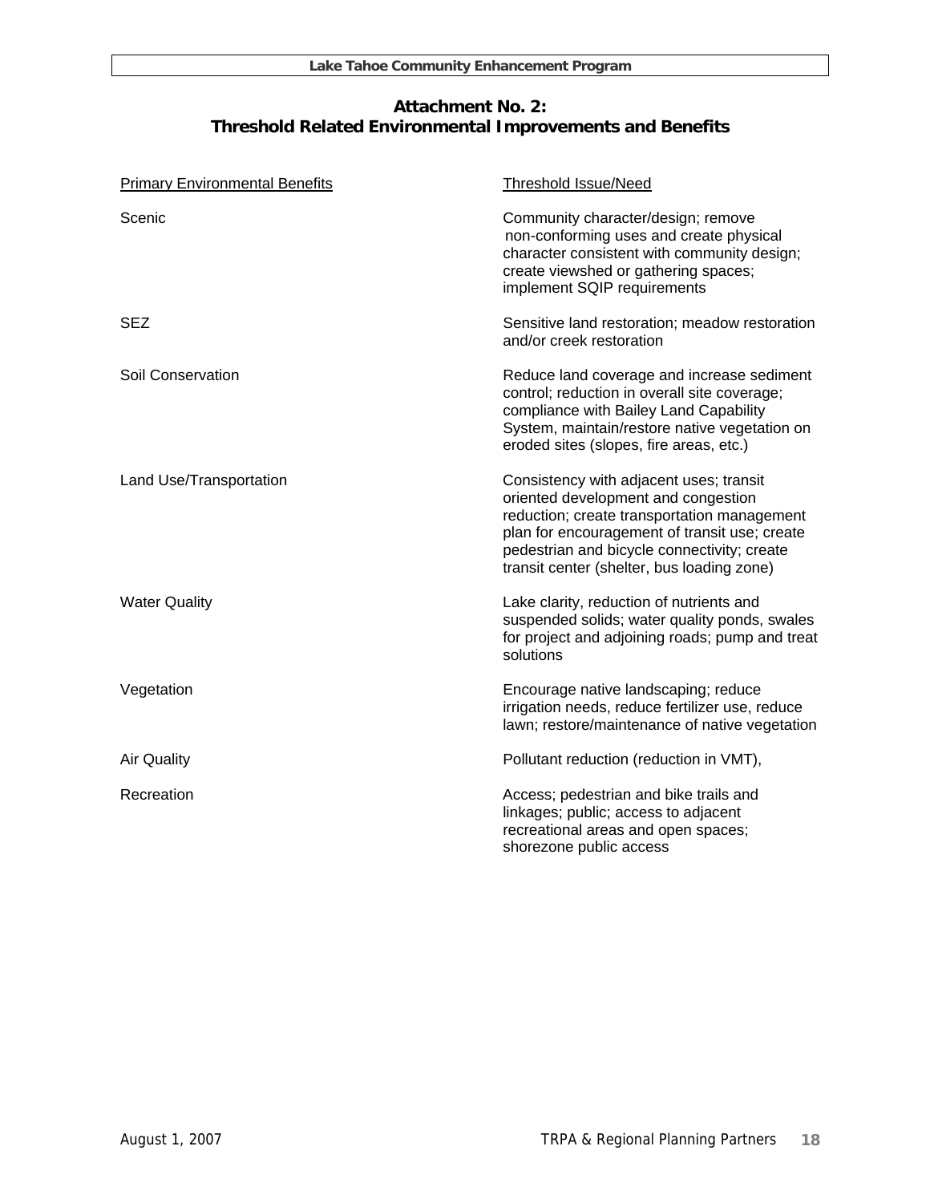## Attachment No. 2:
## Threshold Related Environmental Improvements and Benefits

| Primary Environmental Benefits | Threshold Issue/Need |
|---|---|
| Scenic | Community character/design; remove non-conforming uses and create physical character consistent with community design; create viewshed or gathering spaces; implement SQIP requirements |
| SEZ | Sensitive land restoration; meadow restoration and/or creek restoration |
| Soil Conservation | Reduce land coverage and increase sediment control; reduction in overall site coverage; compliance with Bailey Land Capability System, maintain/restore native vegetation on eroded sites (slopes, fire areas, etc.) |
| Land Use/Transportation | Consistency with adjacent uses; transit oriented development and congestion reduction; create transportation management plan for encouragement of transit use; create pedestrian and bicycle connectivity; create transit center (shelter, bus loading zone) |
| Water Quality | Lake clarity, reduction of nutrients and suspended solids; water quality ponds, swales for project and adjoining roads; pump and treat solutions |
| Vegetation | Encourage native landscaping; reduce irrigation needs, reduce fertilizer use, reduce lawn; restore/maintenance of native vegetation |
| Air Quality | Pollutant reduction (reduction in VMT), |
| Recreation | Access; pedestrian and bike trails and linkages; public; access to adjacent recreational areas and open spaces; shorezone public access |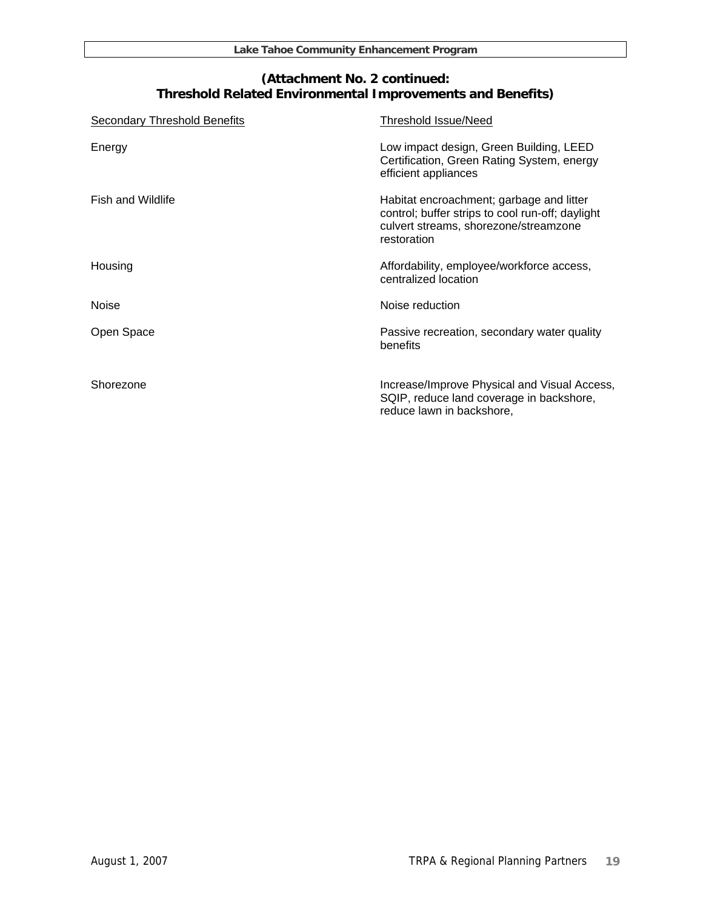## (Attachment No. 2 continued: Threshold Related Environmental Improvements and Benefits)

| Secondary Threshold Benefits | Threshold Issue/Need |
|---|---|
| Energy | Low impact design, Green Building, LEED Certification, Green Rating System, energy efficient appliances |
| Fish and Wildlife | Habitat encroachment; garbage and litter control; buffer strips to cool run-off; daylight culvert streams, shorezone/streamzone restoration |
| Housing | Affordability, employee/workforce access, centralized location |
| Noise | Noise reduction |
| Open Space | Passive recreation, secondary water quality benefits |
| Shorezone | Increase/Improve Physical and Visual Access, SQIP, reduce land coverage in backshore, reduce lawn in backshore, |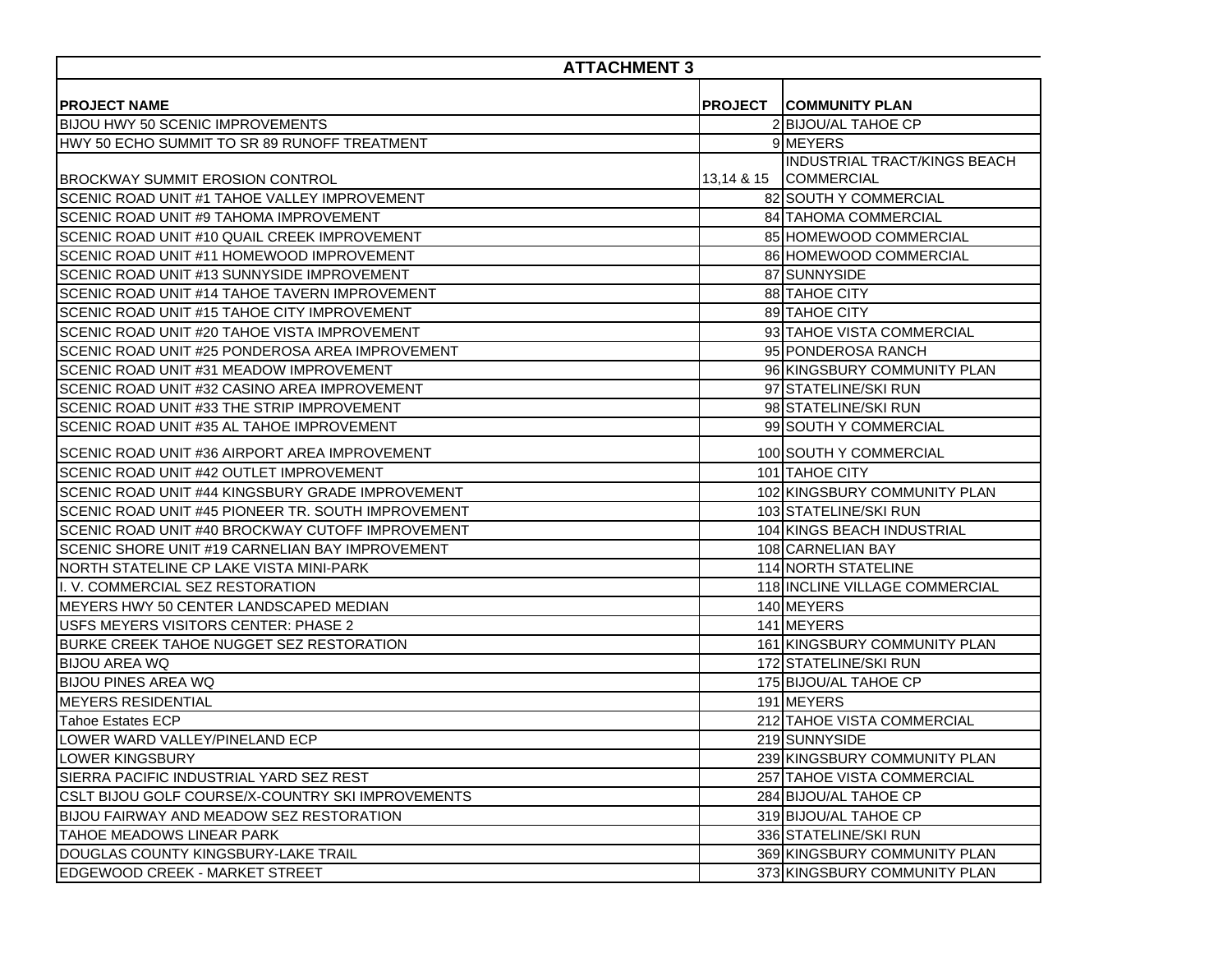## ATTACHMENT 3

| PROJECT NAME | PROJECT | COMMUNITY PLAN |
|---|---|---|
| BIJOU HWY 50 SCENIC IMPROVEMENTS | 2 | BIJOU/AL TAHOE CP |
| HWY 50 ECHO SUMMIT TO SR 89 RUNOFF TREATMENT | 9 | MEYERS |
| BROCKWAY SUMMIT EROSION CONTROL | 13,14 & 15 | INDUSTRIAL TRACT/KINGS BEACH COMMERCIAL |
| SCENIC ROAD UNIT #1 TAHOE VALLEY IMPROVEMENT | 82 | SOUTH Y COMMERCIAL |
| SCENIC ROAD UNIT #9 TAHOMA IMPROVEMENT | 84 | TAHOMA COMMERCIAL |
| SCENIC ROAD UNIT #10 QUAIL CREEK IMPROVEMENT | 85 | HOMEWOOD COMMERCIAL |
| SCENIC ROAD UNIT #11 HOMEWOOD IMPROVEMENT | 86 | HOMEWOOD COMMERCIAL |
| SCENIC ROAD UNIT #13 SUNNYSIDE IMPROVEMENT | 87 | SUNNYSIDE |
| SCENIC ROAD UNIT #14 TAHOE TAVERN IMPROVEMENT | 88 | TAHOE CITY |
| SCENIC ROAD UNIT #15 TAHOE CITY IMPROVEMENT | 89 | TAHOE CITY |
| SCENIC ROAD UNIT #20 TAHOE VISTA IMPROVEMENT | 93 | TAHOE VISTA COMMERCIAL |
| SCENIC ROAD UNIT #25 PONDEROSA AREA IMPROVEMENT | 95 | PONDEROSA RANCH |
| SCENIC ROAD UNIT #31 MEADOW IMPROVEMENT | 96 | KINGSBURY COMMUNITY PLAN |
| SCENIC ROAD UNIT #32 CASINO AREA IMPROVEMENT | 97 | STATELINE/SKI RUN |
| SCENIC ROAD UNIT #33 THE STRIP IMPROVEMENT | 98 | STATELINE/SKI RUN |
| SCENIC ROAD UNIT #35 AL TAHOE IMPROVEMENT | 99 | SOUTH Y COMMERCIAL |
| SCENIC ROAD UNIT #36 AIRPORT AREA IMPROVEMENT | 100 | SOUTH Y COMMERCIAL |
| SCENIC ROAD UNIT #42 OUTLET IMPROVEMENT | 101 | TAHOE CITY |
| SCENIC ROAD UNIT #44 KINGSBURY GRADE IMPROVEMENT | 102 | KINGSBURY COMMUNITY PLAN |
| SCENIC ROAD UNIT #45 PIONEER TR. SOUTH IMPROVEMENT | 103 | STATELINE/SKI RUN |
| SCENIC ROAD UNIT #40 BROCKWAY CUTOFF IMPROVEMENT | 104 | KINGS BEACH INDUSTRIAL |
| SCENIC SHORE UNIT #19 CARNELIAN BAY IMPROVEMENT | 108 | CARNELIAN BAY |
| NORTH STATELINE CP LAKE VISTA MINI-PARK | 114 | NORTH STATELINE |
| I. V. COMMERCIAL SEZ RESTORATION | 118 | INCLINE VILLAGE COMMERCIAL |
| MEYERS HWY 50 CENTER LANDSCAPED MEDIAN | 140 | MEYERS |
| USFS MEYERS VISITORS CENTER: PHASE 2 | 141 | MEYERS |
| BURKE CREEK TAHOE NUGGET SEZ RESTORATION | 161 | KINGSBURY COMMUNITY PLAN |
| BIJOU AREA WQ | 172 | STATELINE/SKI RUN |
| BIJOU PINES AREA WQ | 175 | BIJOU/AL TAHOE CP |
| MEYERS RESIDENTIAL | 191 | MEYERS |
| Tahoe Estates ECP | 212 | TAHOE VISTA COMMERCIAL |
| LOWER WARD VALLEY/PINELAND ECP | 219 | SUNNYSIDE |
| LOWER KINGSBURY | 239 | KINGSBURY COMMUNITY PLAN |
| SIERRA PACIFIC INDUSTRIAL YARD SEZ REST | 257 | TAHOE VISTA COMMERCIAL |
| CSLT BIJOU GOLF COURSE/X-COUNTRY SKI IMPROVEMENTS | 284 | BIJOU/AL TAHOE CP |
| BIJOU FAIRWAY AND MEADOW SEZ RESTORATION | 319 | BIJOU/AL TAHOE CP |
| TAHOE MEADOWS LINEAR PARK | 336 | STATELINE/SKI RUN |
| DOUGLAS COUNTY KINGSBURY-LAKE TRAIL | 369 | KINGSBURY COMMUNITY PLAN |
| EDGEWOOD CREEK - MARKET STREET | 373 | KINGSBURY COMMUNITY PLAN |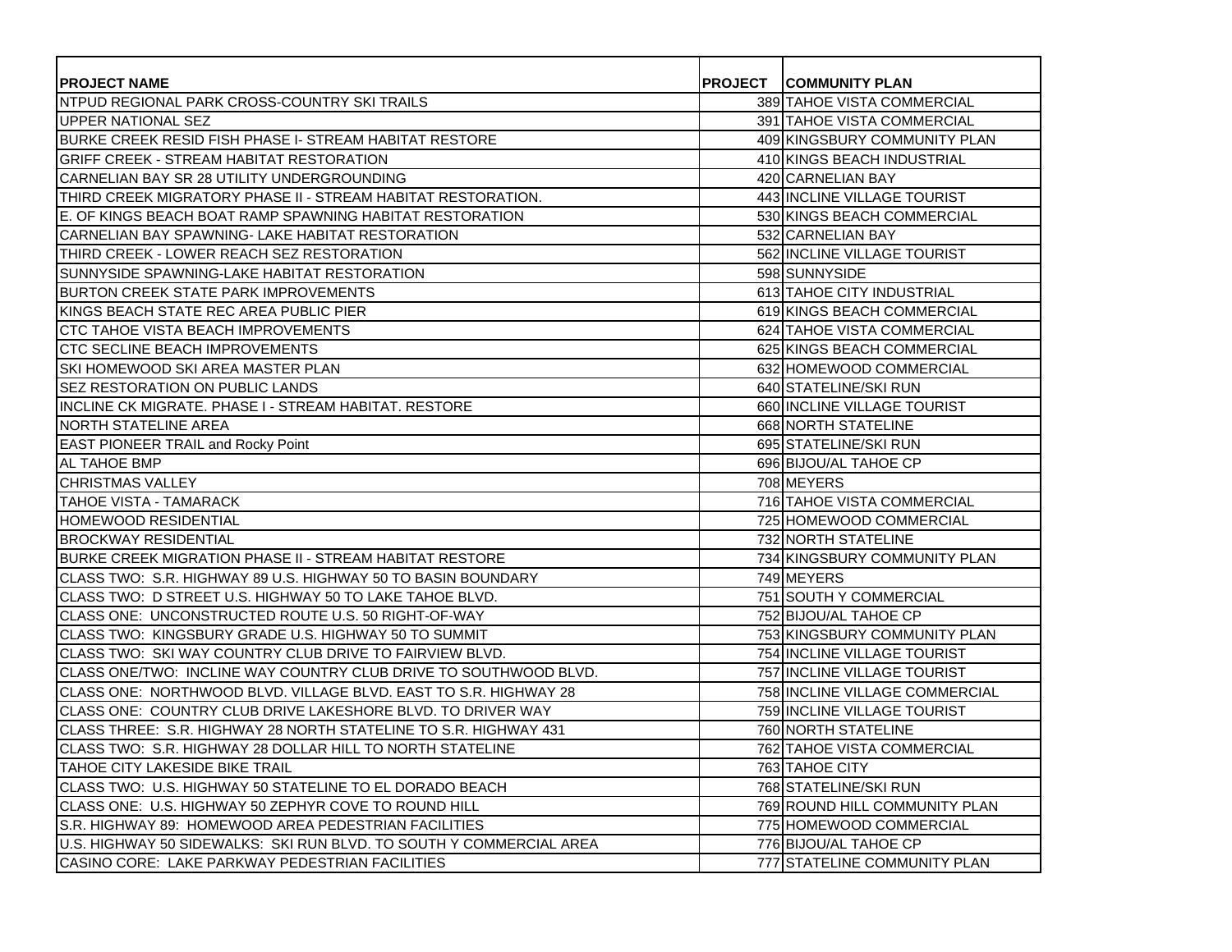| PROJECT NAME | PROJECT | COMMUNITY PLAN |
|---|---|---|
| NTPUD REGIONAL PARK CROSS-COUNTRY SKI TRAILS | 389 | TAHOE VISTA COMMERCIAL |
| UPPER NATIONAL SEZ | 391 | TAHOE VISTA COMMERCIAL |
| BURKE CREEK RESID FISH PHASE I- STREAM HABITAT RESTORE | 409 | KINGSBURY COMMUNITY PLAN |
| GRIFF CREEK - STREAM HABITAT RESTORATION | 410 | KINGS BEACH INDUSTRIAL |
| CARNELIAN BAY SR 28 UTILITY UNDERGROUNDING | 420 | CARNELIAN BAY |
| THIRD CREEK MIGRATORY PHASE II - STREAM HABITAT RESTORATION. | 443 | INCLINE VILLAGE TOURIST |
| E. OF KINGS BEACH BOAT RAMP SPAWNING HABITAT RESTORATION | 530 | KINGS BEACH COMMERCIAL |
| CARNELIAN BAY SPAWNING- LAKE HABITAT RESTORATION | 532 | CARNELIAN BAY |
| THIRD CREEK - LOWER REACH SEZ RESTORATION | 562 | INCLINE VILLAGE TOURIST |
| SUNNYSIDE SPAWNING-LAKE HABITAT RESTORATION | 598 | SUNNYSIDE |
| BURTON CREEK STATE PARK IMPROVEMENTS | 613 | TAHOE CITY INDUSTRIAL |
| KINGS BEACH STATE REC AREA PUBLIC PIER | 619 | KINGS BEACH COMMERCIAL |
| CTC TAHOE VISTA BEACH IMPROVEMENTS | 624 | TAHOE VISTA COMMERCIAL |
| CTC SECLINE BEACH IMPROVEMENTS | 625 | KINGS BEACH COMMERCIAL |
| SKI HOMEWOOD SKI AREA MASTER PLAN | 632 | HOMEWOOD COMMERCIAL |
| SEZ RESTORATION ON PUBLIC LANDS | 640 | STATELINE/SKI RUN |
| INCLINE CK MIGRATE. PHASE I - STREAM HABITAT. RESTORE | 660 | INCLINE VILLAGE TOURIST |
| NORTH STATELINE AREA | 668 | NORTH STATELINE |
| EAST PIONEER TRAIL and Rocky Point | 695 | STATELINE/SKI RUN |
| AL TAHOE BMP | 696 | BIJOU/AL TAHOE CP |
| CHRISTMAS VALLEY | 708 | MEYERS |
| TAHOE VISTA - TAMARACK | 716 | TAHOE VISTA COMMERCIAL |
| HOMEWOOD RESIDENTIAL | 725 | HOMEWOOD COMMERCIAL |
| BROCKWAY RESIDENTIAL | 732 | NORTH STATELINE |
| BURKE CREEK MIGRATION PHASE II - STREAM HABITAT RESTORE | 734 | KINGSBURY COMMUNITY PLAN |
| CLASS TWO: S.R. HIGHWAY 89 U.S. HIGHWAY 50 TO BASIN BOUNDARY | 749 | MEYERS |
| CLASS TWO: D STREET U.S. HIGHWAY 50 TO LAKE TAHOE BLVD. | 751 | SOUTH Y COMMERCIAL |
| CLASS ONE: UNCONSTRUCTED ROUTE U.S. 50 RIGHT-OF-WAY | 752 | BIJOU/AL TAHOE CP |
| CLASS TWO: KINGSBURY GRADE U.S. HIGHWAY 50 TO SUMMIT | 753 | KINGSBURY COMMUNITY PLAN |
| CLASS TWO: SKI WAY COUNTRY CLUB DRIVE TO FAIRVIEW BLVD. | 754 | INCLINE VILLAGE TOURIST |
| CLASS ONE/TWO: INCLINE WAY COUNTRY CLUB DRIVE TO SOUTHWOOD BLVD. | 757 | INCLINE VILLAGE TOURIST |
| CLASS ONE: NORTHWOOD BLVD. VILLAGE BLVD. EAST TO S.R. HIGHWAY 28 | 758 | INCLINE VILLAGE COMMERCIAL |
| CLASS ONE: COUNTRY CLUB DRIVE LAKESHORE BLVD. TO DRIVER WAY | 759 | INCLINE VILLAGE TOURIST |
| CLASS THREE: S.R. HIGHWAY 28 NORTH STATELINE TO S.R. HIGHWAY 431 | 760 | NORTH STATELINE |
| CLASS TWO: S.R. HIGHWAY 28 DOLLAR HILL TO NORTH STATELINE | 762 | TAHOE VISTA COMMERCIAL |
| TAHOE CITY LAKESIDE BIKE TRAIL | 763 | TAHOE CITY |
| CLASS TWO: U.S. HIGHWAY 50 STATELINE TO EL DORADO BEACH | 768 | STATELINE/SKI RUN |
| CLASS ONE: U.S. HIGHWAY 50 ZEPHYR COVE TO ROUND HILL | 769 | ROUND HILL COMMUNITY PLAN |
| S.R. HIGHWAY 89: HOMEWOOD AREA PEDESTRIAN FACILITIES | 775 | HOMEWOOD COMMERCIAL |
| U.S. HIGHWAY 50 SIDEWALKS: SKI RUN BLVD. TO SOUTH Y COMMERCIAL AREA | 776 | BIJOU/AL TAHOE CP |
| CASINO CORE: LAKE PARKWAY PEDESTRIAN FACILITIES | 777 | STATELINE COMMUNITY PLAN |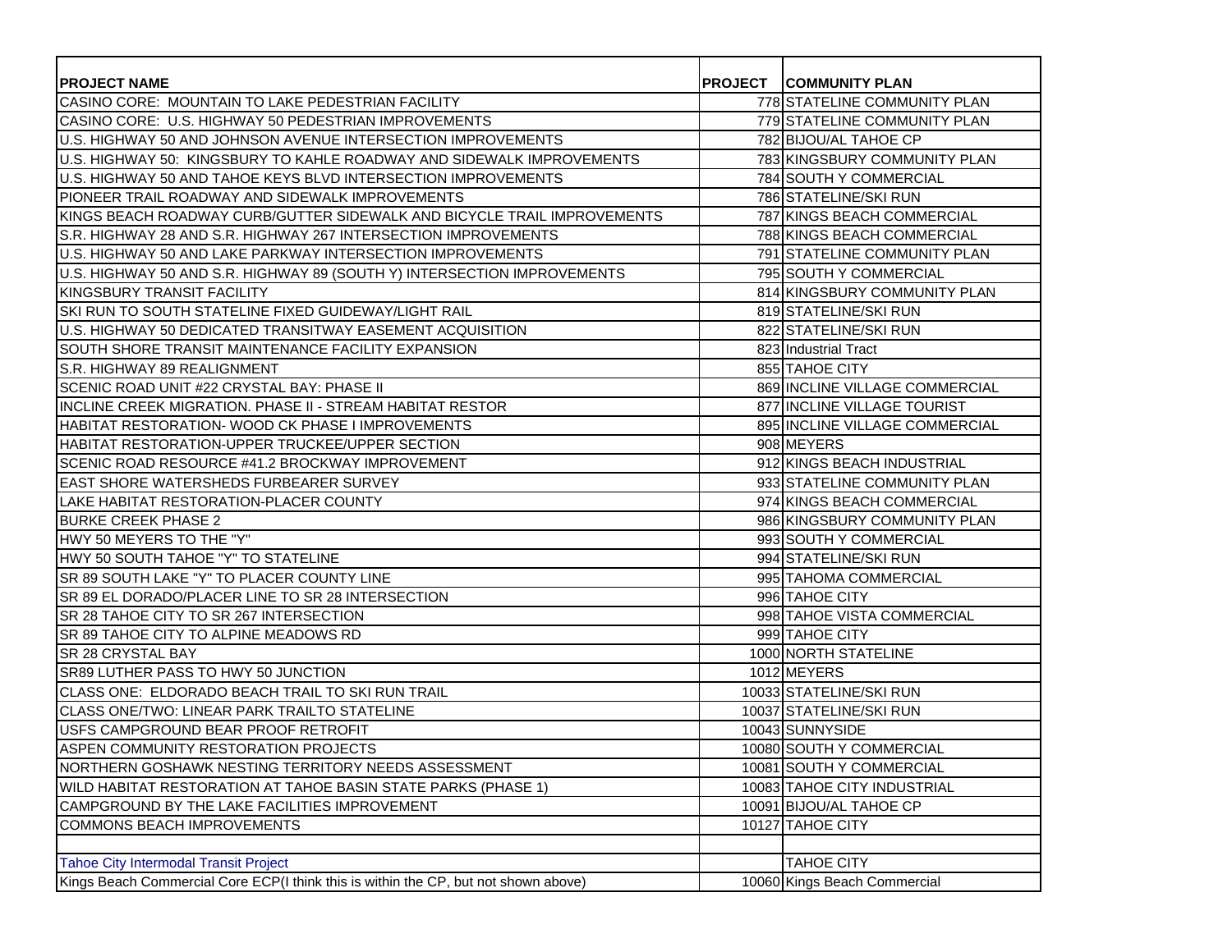| PROJECT NAME | PROJECT | COMMUNITY PLAN |
|---|---|---|
| CASINO CORE: MOUNTAIN TO LAKE PEDESTRIAN FACILITY | 778 | STATELINE COMMUNITY PLAN |
| CASINO CORE: U.S. HIGHWAY 50 PEDESTRIAN IMPROVEMENTS | 779 | STATELINE COMMUNITY PLAN |
| U.S. HIGHWAY 50 AND JOHNSON AVENUE INTERSECTION IMPROVEMENTS | 782 | BIJOU/AL TAHOE CP |
| U.S. HIGHWAY 50: KINGSBURY TO KAHLE ROADWAY AND SIDEWALK IMPROVEMENTS | 783 | KINGSBURY COMMUNITY PLAN |
| U.S. HIGHWAY 50 AND TAHOE KEYS BLVD INTERSECTION IMPROVEMENTS | 784 | SOUTH Y COMMERCIAL |
| PIONEER TRAIL ROADWAY AND SIDEWALK IMPROVEMENTS | 786 | STATELINE/SKI RUN |
| KINGS BEACH ROADWAY CURB/GUTTER SIDEWALK AND BICYCLE TRAIL IMPROVEMENTS | 787 | KINGS BEACH COMMERCIAL |
| S.R. HIGHWAY 28 AND S.R. HIGHWAY 267 INTERSECTION IMPROVEMENTS | 788 | KINGS BEACH COMMERCIAL |
| U.S. HIGHWAY 50 AND LAKE PARKWAY INTERSECTION IMPROVEMENTS | 791 | STATELINE COMMUNITY PLAN |
| U.S. HIGHWAY 50 AND S.R. HIGHWAY 89 (SOUTH Y) INTERSECTION IMPROVEMENTS | 795 | SOUTH Y COMMERCIAL |
| KINGSBURY TRANSIT FACILITY | 814 | KINGSBURY COMMUNITY PLAN |
| SKI RUN TO SOUTH STATELINE FIXED GUIDEWAY/LIGHT RAIL | 819 | STATELINE/SKI RUN |
| U.S. HIGHWAY 50 DEDICATED TRANSITWAY EASEMENT ACQUISITION | 822 | STATELINE/SKI RUN |
| SOUTH SHORE TRANSIT MAINTENANCE FACILITY EXPANSION | 823 | Industrial Tract |
| S.R. HIGHWAY 89 REALIGNMENT | 855 | TAHOE CITY |
| SCENIC ROAD UNIT #22 CRYSTAL BAY: PHASE II | 869 | INCLINE VILLAGE COMMERCIAL |
| INCLINE CREEK MIGRATION. PHASE II - STREAM HABITAT RESTOR | 877 | INCLINE VILLAGE TOURIST |
| HABITAT RESTORATION- WOOD CK PHASE I IMPROVEMENTS | 895 | INCLINE VILLAGE COMMERCIAL |
| HABITAT RESTORATION-UPPER TRUCKEE/UPPER SECTION | 908 | MEYERS |
| SCENIC ROAD RESOURCE #41.2 BROCKWAY IMPROVEMENT | 912 | KINGS BEACH INDUSTRIAL |
| EAST SHORE WATERSHEDS FURBEARER SURVEY | 933 | STATELINE COMMUNITY PLAN |
| LAKE HABITAT RESTORATION-PLACER COUNTY | 974 | KINGS BEACH COMMERCIAL |
| BURKE CREEK PHASE 2 | 986 | KINGSBURY COMMUNITY PLAN |
| HWY 50 MEYERS TO THE "Y" | 993 | SOUTH Y COMMERCIAL |
| HWY 50 SOUTH TAHOE "Y" TO STATELINE | 994 | STATELINE/SKI RUN |
| SR 89 SOUTH LAKE "Y" TO PLACER COUNTY LINE | 995 | TAHOMA COMMERCIAL |
| SR 89 EL DORADO/PLACER LINE TO SR 28 INTERSECTION | 996 | TAHOE CITY |
| SR 28 TAHOE CITY TO SR 267 INTERSECTION | 998 | TAHOE VISTA COMMERCIAL |
| SR 89 TAHOE CITY TO ALPINE MEADOWS RD | 999 | TAHOE CITY |
| SR 28 CRYSTAL BAY | 1000 | NORTH STATELINE |
| SR89 LUTHER PASS TO HWY 50 JUNCTION | 1012 | MEYERS |
| CLASS ONE: ELDORADO BEACH TRAIL TO SKI RUN TRAIL | 10033 | STATELINE/SKI RUN |
| CLASS ONE/TWO: LINEAR PARK TRAILTO STATELINE | 10037 | STATELINE/SKI RUN |
| USFS CAMPGROUND BEAR PROOF RETROFIT | 10043 | SUNNYSIDE |
| ASPEN COMMUNITY RESTORATION PROJECTS | 10080 | SOUTH Y COMMERCIAL |
| NORTHERN GOSHAWK NESTING TERRITORY NEEDS ASSESSMENT | 10081 | SOUTH Y COMMERCIAL |
| WILD HABITAT RESTORATION AT TAHOE BASIN STATE PARKS (PHASE 1) | 10083 | TAHOE CITY INDUSTRIAL |
| CAMPGROUND BY THE LAKE FACILITIES IMPROVEMENT | 10091 | BIJOU/AL TAHOE CP |
| COMMONS BEACH IMPROVEMENTS | 10127 | TAHOE CITY |
| | | |
| Tahoe City Intermodal Transit Project | | TAHOE CITY |
| Kings Beach Commercial Core ECP(I think this is within the CP, but not shown above) | 10060 | Kings Beach Commercial |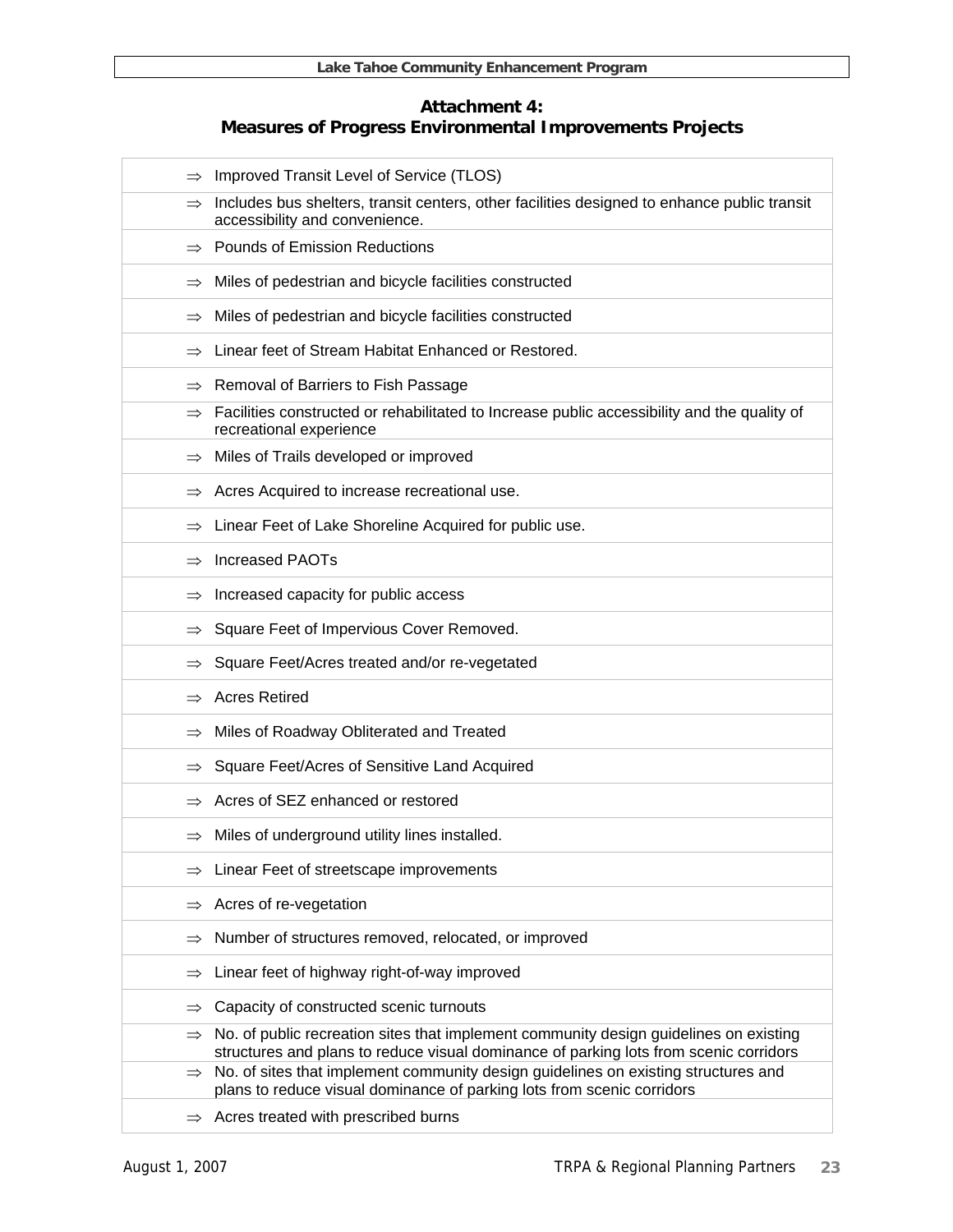## Attachment 4:
## Measures of Progress Environmental Improvements Projects

- ⇒ Improved Transit Level of Service (TLOS)
- ⇒ Includes bus shelters, transit centers, other facilities designed to enhance public transit accessibility and convenience.
- ⇒ Pounds of Emission Reductions
- ⇒ Miles of pedestrian and bicycle facilities constructed
- ⇒ Miles of pedestrian and bicycle facilities constructed
- ⇒ Linear feet of Stream Habitat Enhanced or Restored.
- ⇒ Removal of Barriers to Fish Passage
- ⇒ Facilities constructed or rehabilitated to Increase public accessibility and the quality of recreational experience
- ⇒ Miles of Trails developed or improved
- ⇒ Acres Acquired to increase recreational use.
- ⇒ Linear Feet of Lake Shoreline Acquired for public use.
- ⇒ Increased PAOTs
- ⇒ Increased capacity for public access
- ⇒ Square Feet of Impervious Cover Removed.
- ⇒ Square Feet/Acres treated and/or re-vegetated
- ⇒ Acres Retired
- ⇒ Miles of Roadway Obliterated and Treated
- ⇒ Square Feet/Acres of Sensitive Land Acquired
- ⇒ Acres of SEZ enhanced or restored
- ⇒ Miles of underground utility lines installed.
- ⇒ Linear Feet of streetscape improvements
- ⇒ Acres of re-vegetation
- ⇒ Number of structures removed, relocated, or improved
- ⇒ Linear feet of highway right-of-way improved
- ⇒ Capacity of constructed scenic turnouts
- ⇒ No. of public recreation sites that implement community design guidelines on existing structures and plans to reduce visual dominance of parking lots from scenic corridors
- ⇒ No. of sites that implement community design guidelines on existing structures and plans to reduce visual dominance of parking lots from scenic corridors
- ⇒ Acres treated with prescribed burns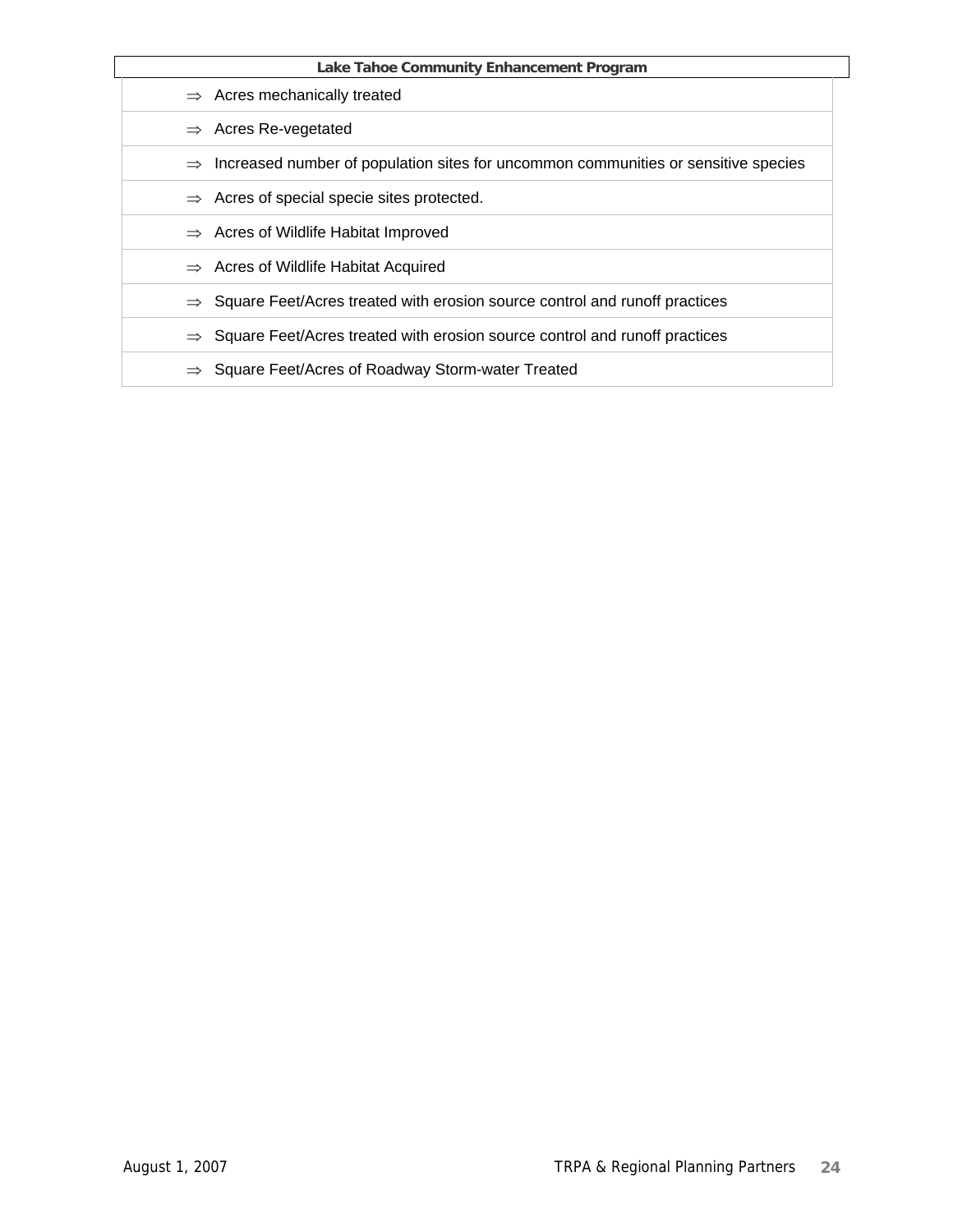| Lake Tahoe Community Enhancement Program |
| --- |
| ⇒ Acres mechanically treated |
| ⇒ Acres Re-vegetated |
| ⇒ Increased number of population sites for uncommon communities or sensitive species |
| ⇒ Acres of special specie sites protected. |
| ⇒ Acres of Wildlife Habitat Improved |
| ⇒ Acres of Wildlife Habitat Acquired |
| ⇒ Square Feet/Acres treated with erosion source control and runoff practices |
| ⇒ Square Feet/Acres treated with erosion source control and runoff practices |
| ⇒ Square Feet/Acres of Roadway Storm-water Treated |